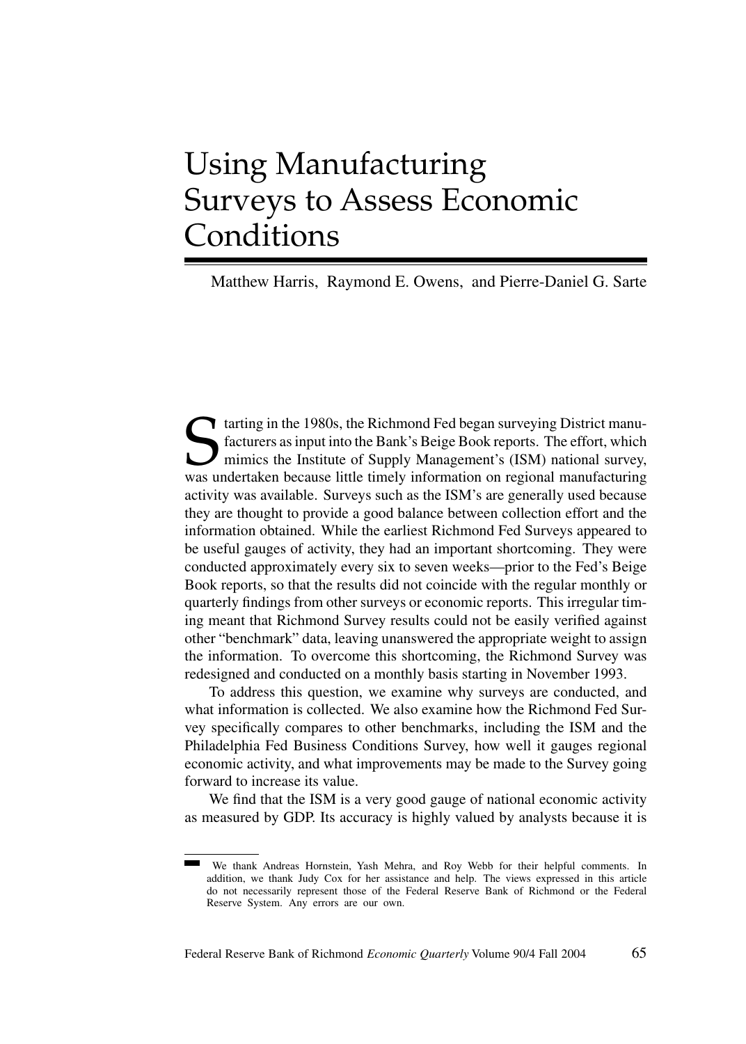# Using Manufacturing Surveys to Assess Economic Conditions

Matthew Harris, Raymond E. Owens, and Pierre-Daniel G. Sarte

Starting in the 1980s, the Richmond Fed began surveying District manufacturers as input into the Bank's Beige Book reports. The effort, which mimics the Institute of Supply Management's (ISM) national survey, was undertaken because little timely information on regional manufacturing activity was available. Surveys such as the ISM's are generally used because they are thought to provide a good balance between collection effort and the information obtained. While the earliest Richmond Fed Surveys appeared to be useful gauges of activity, they had an important shortcoming. They were conducted approximately every six to seven weeks—prior to the Fed's Beige Book reports, so that the results did not coincide with the regular monthly or quarterly findings from other surveys or economic reports. This irregular timing meant that Richmond Survey results could not be easily verified against other "benchmark" data, leaving unanswered the appropriate weight to assign the information. To overcome this shortcoming, the Richmond Survey was redesigned and conducted on a monthly basis starting in November 1993.

To address this question, we examine why surveys are conducted, and what information is collected. We also examine how the Richmond Fed Survey specifically compares to other benchmarks, including the ISM and the Philadelphia Fed Business Conditions Survey, how well it gauges regional economic activity, and what improvements may be made to the Survey going forward to increase its value.

We find that the ISM is a very good gauge of national economic activity as measured by GDP. Its accuracy is highly valued by analysts because it is

We thank Andreas Hornstein, Yash Mehra, and Roy Webb for their helpful comments. In addition, we thank Judy Cox for her assistance and help. The views expressed in this article do not necessarily represent those of the Federal Reserve Bank of Richmond or the Federal Reserve System. Any errors are our own.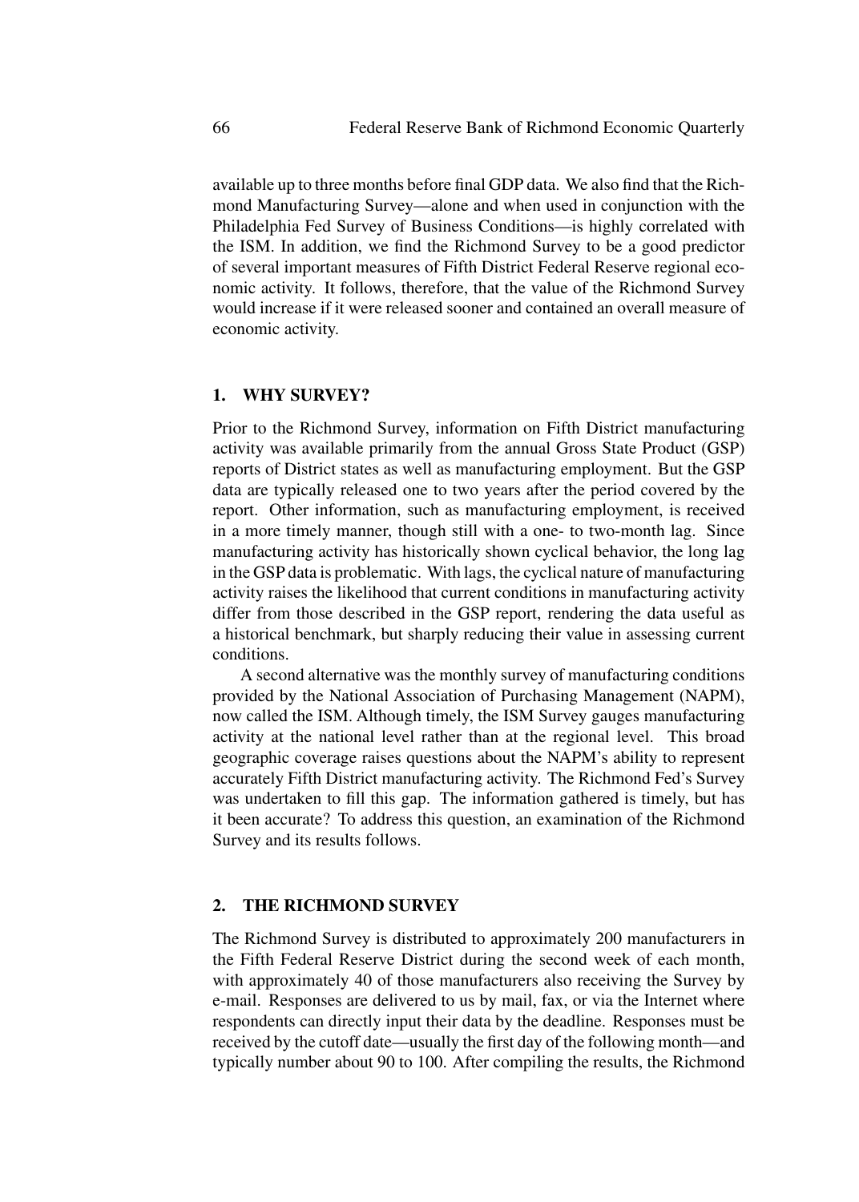available up to three months before final GDP data. We also find that the Richmond Manufacturing Survey—alone and when used in conjunction with the Philadelphia Fed Survey of Business Conditions—is highly correlated with the ISM. In addition, we find the Richmond Survey to be a good predictor of several important measures of Fifth District Federal Reserve regional economic activity. It follows, therefore, that the value of the Richmond Survey would increase if it were released sooner and contained an overall measure of economic activity.

## 1. WHY SURVEY?

Prior to the Richmond Survey, information on Fifth District manufacturing activity was available primarily from the annual Gross State Product (GSP) reports of District states as well as manufacturing employment. But the GSP data are typically released one to two years after the period covered by the report. Other information, such as manufacturing employment, is received in a more timely manner, though still with a one- to two-month lag. Since manufacturing activity has historically shown cyclical behavior, the long lag in the GSP data is problematic. With lags, the cyclical nature of manufacturing activity raises the likelihood that current conditions in manufacturing activity differ from those described in the GSP report, rendering the data useful as a historical benchmark, but sharply reducing their value in assessing current conditions.

A second alternative was the monthly survey of manufacturing conditions provided by the National Association of Purchasing Management (NAPM), now called the ISM. Although timely, the ISM Survey gauges manufacturing activity at the national level rather than at the regional level. This broad geographic coverage raises questions about the NAPM's ability to represent accurately Fifth District manufacturing activity. The Richmond Fed's Survey was undertaken to fill this gap. The information gathered is timely, but has it been accurate? To address this question, an examination of the Richmond Survey and its results follows.

## 2. THE RICHMOND SURVEY

The Richmond Survey is distributed to approximately 200 manufacturers in the Fifth Federal Reserve District during the second week of each month, with approximately 40 of those manufacturers also receiving the Survey by e-mail. Responses are delivered to us by mail, fax, or via the Internet where respondents can directly input their data by the deadline. Responses must be received by the cutoff date—usually the first day of the following month—and typically number about 90 to 100. After compiling the results, the Richmond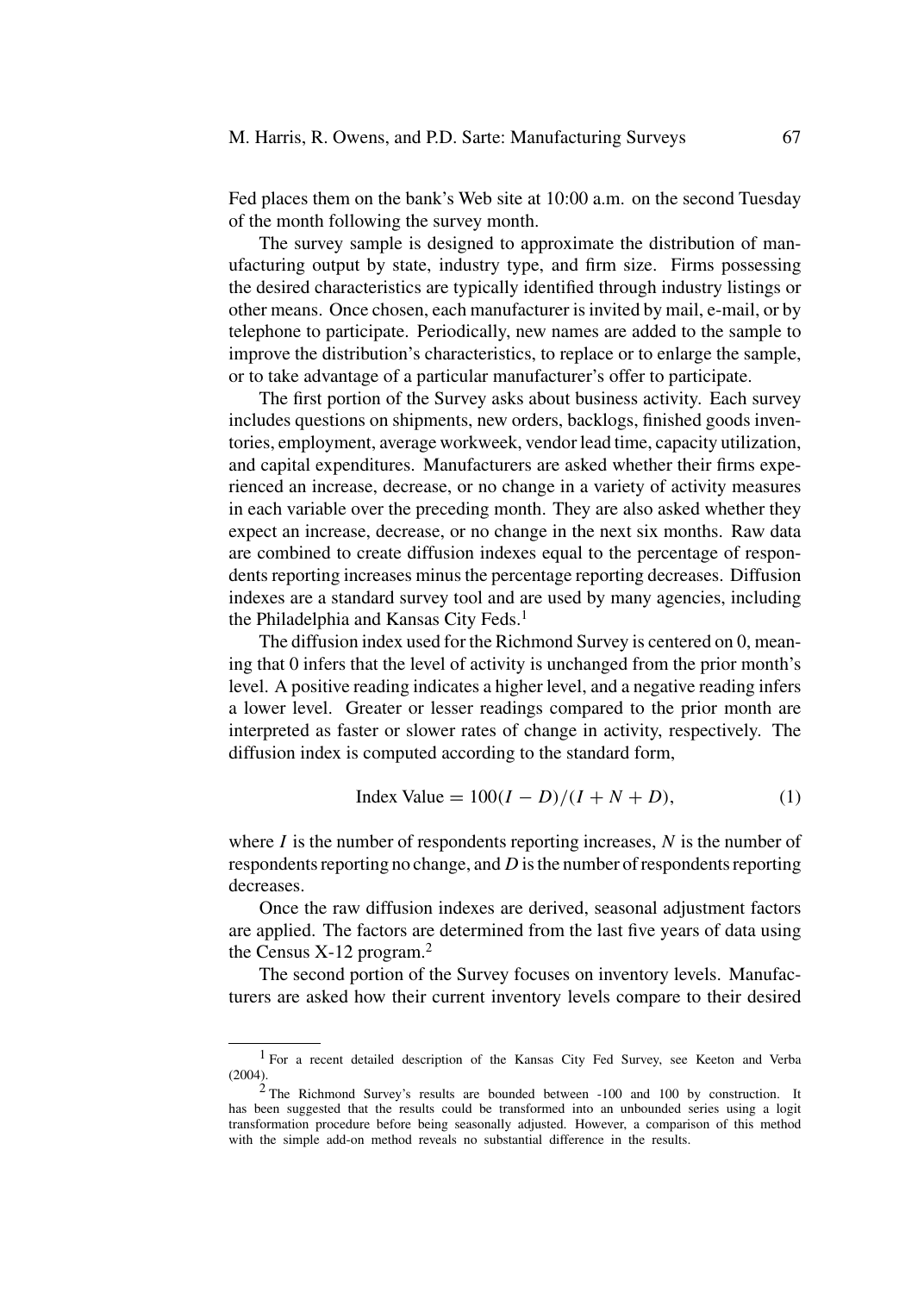Fed places them on the bank's Web site at 10:00 a.m. on the second Tuesday of the month following the survey month.

The survey sample is designed to approximate the distribution of manufacturing output by state, industry type, and firm size. Firms possessing the desired characteristics are typically identified through industry listings or other means. Once chosen, each manufacturer is invited by mail, e-mail, or by telephone to participate. Periodically, new names are added to the sample to improve the distribution's characteristics, to replace or to enlarge the sample, or to take advantage of a particular manufacturer's offer to participate.

The first portion of the Survey asks about business activity. Each survey includes questions on shipments, new orders, backlogs, finished goods inventories, employment, average workweek, vendor lead time, capacity utilization, and capital expenditures. Manufacturers are asked whether their firms experienced an increase, decrease, or no change in a variety of activity measures in each variable over the preceding month. They are also asked whether they expect an increase, decrease, or no change in the next six months. Raw data are combined to create diffusion indexes equal to the percentage of respondents reporting increases minus the percentage reporting decreases. Diffusion indexes are a standard survey tool and are used by many agencies, including the Philadelphia and Kansas City Feds.[1]

The diffusion index used for the Richmond Survey is centered on 0, meaning that 0 infers that the level of activity is unchanged from the prior month's level. A positive reading indicates a higher level, and a negative reading infers a lower level. Greater or lesser readings compared to the prior month are interpreted as faster or slower rates of change in activity, respectively. The diffusion index is computed according to the standard form,

$$\text{Index Value} = 100(I - D)/(I + N + D), \tag{1}$$

where $I$ is the number of respondents reporting increases, $N$ is the number of respondents reporting no change, and $D$ is the number of respondents reporting decreases.

Once the raw diffusion indexes are derived, seasonal adjustment factors are applied. The factors are determined from the last five years of data using the Census X-12 program.[2]

The second portion of the Survey focuses on inventory levels. Manufacturers are asked how their current inventory levels compare to their desired

---

[1] For a recent detailed description of the Kansas City Fed Survey, see Keeton and Verba (2004).

[2] The Richmond Survey's results are bounded between -100 and 100 by construction. It has been suggested that the results could be transformed into an unbounded series using a logit transformation procedure before being seasonally adjusted. However, a comparison of this method with the simple add-on method reveals no substantial difference in the results.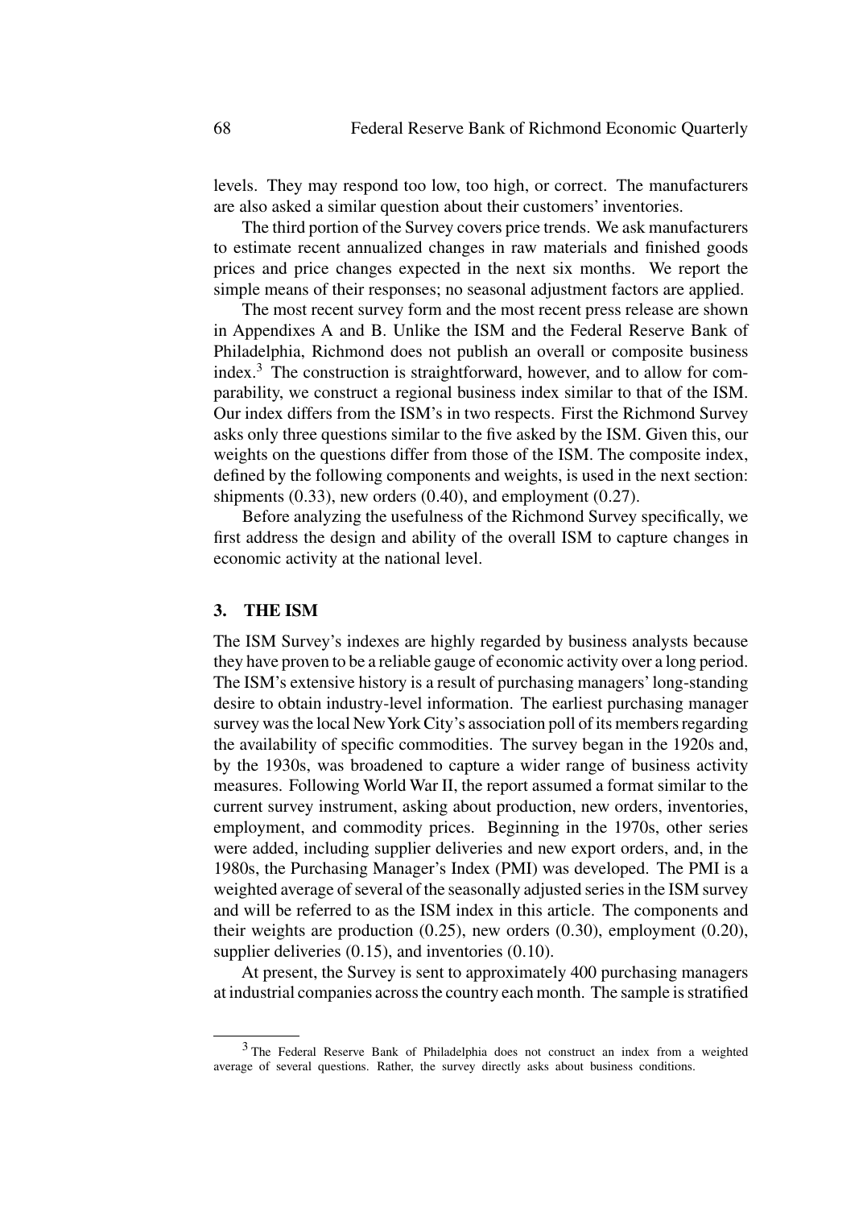levels. They may respond too low, too high, or correct. The manufacturers are also asked a similar question about their customers' inventories.

The third portion of the Survey covers price trends. We ask manufacturers to estimate recent annualized changes in raw materials and finished goods prices and price changes expected in the next six months. We report the simple means of their responses; no seasonal adjustment factors are applied.

The most recent survey form and the most recent press release are shown in Appendixes A and B. Unlike the ISM and the Federal Reserve Bank of Philadelphia, Richmond does not publish an overall or composite business index.[3] The construction is straightforward, however, and to allow for comparability, we construct a regional business index similar to that of the ISM. Our index differs from the ISM's in two respects. First the Richmond Survey asks only three questions similar to the five asked by the ISM. Given this, our weights on the questions differ from those of the ISM. The composite index, defined by the following components and weights, is used in the next section: shipments (0.33), new orders (0.40), and employment (0.27).

Before analyzing the usefulness of the Richmond Survey specifically, we first address the design and ability of the overall ISM to capture changes in economic activity at the national level.

## 3. THE ISM

The ISM Survey's indexes are highly regarded by business analysts because they have proven to be a reliable gauge of economic activity over a long period. The ISM's extensive history is a result of purchasing managers' long-standing desire to obtain industry-level information. The earliest purchasing manager survey was the local New York City's association poll of its members regarding the availability of specific commodities. The survey began in the 1920s and, by the 1930s, was broadened to capture a wider range of business activity measures. Following World War II, the report assumed a format similar to the current survey instrument, asking about production, new orders, inventories, employment, and commodity prices. Beginning in the 1970s, other series were added, including supplier deliveries and new export orders, and, in the 1980s, the Purchasing Manager's Index (PMI) was developed. The PMI is a weighted average of several of the seasonally adjusted series in the ISM survey and will be referred to as the ISM index in this article. The components and their weights are production (0.25), new orders (0.30), employment (0.20), supplier deliveries (0.15), and inventories (0.10).

At present, the Survey is sent to approximately 400 purchasing managers at industrial companies across the country each month. The sample is stratified

[3] The Federal Reserve Bank of Philadelphia does not construct an index from a weighted average of several questions. Rather, the survey directly asks about business conditions.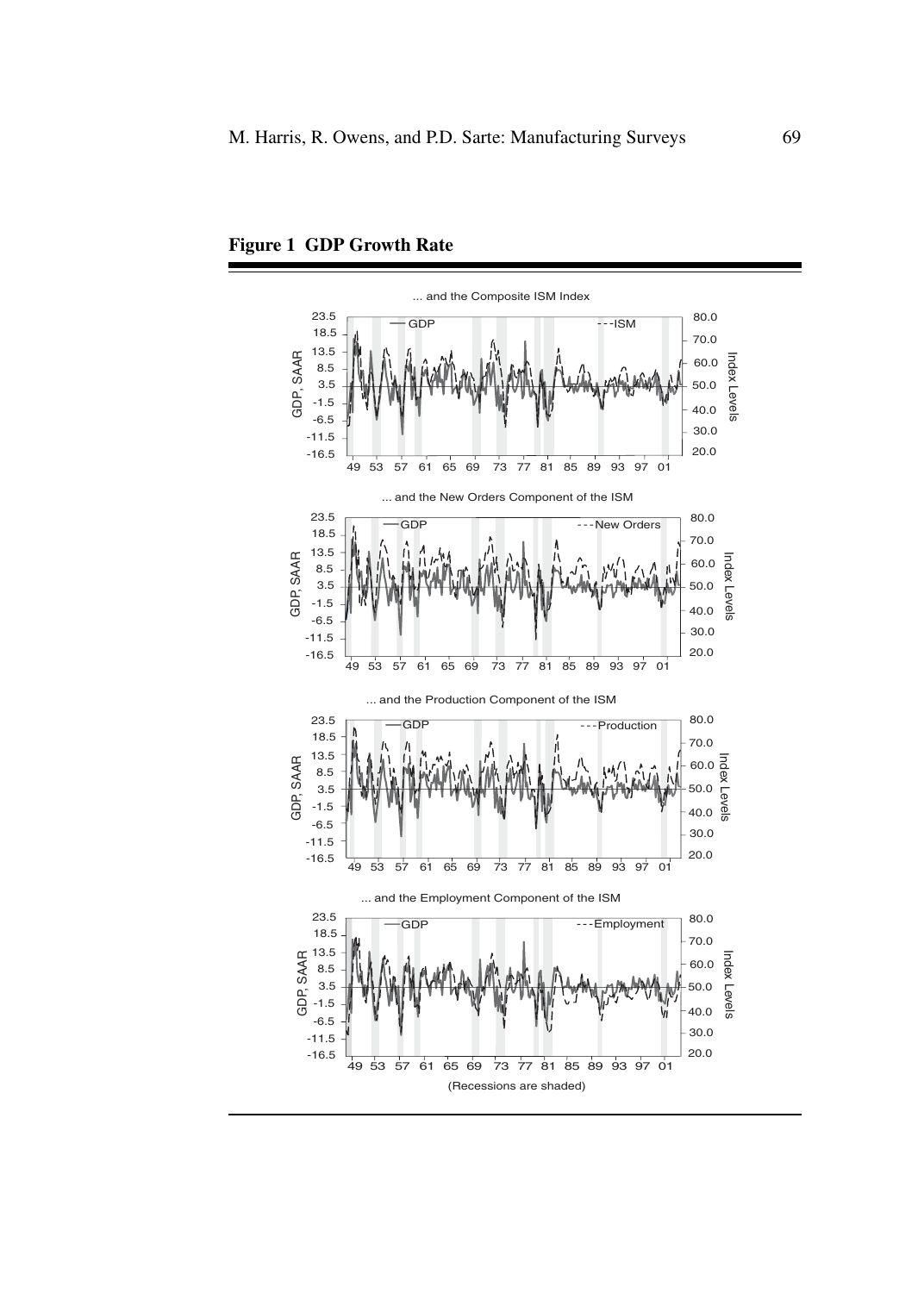**Figure 1 GDP Growth Rate**

... and the Composite ISM Index

GDP, SAAR

23.5
18.5
13.5
8.5
3.5
-1.5
-6.5
-11.5
-16.5

GDP ---ISM

80.0
70.0
60.0
50.0
40.0
30.0
20.0

Index Levels

49 53 57 61 65 69 73 77 81 85 89 93 97 01

... and the New Orders Component of the ISM

GDP, SAAR

23.5
18.5
13.5
8.5
3.5
-1.5
-6.5
-11.5
-16.5

GDP ---New Orders

80.0
70.0
60.0
50.0
40.0
30.0
20.0

Index Levels

49 53 57 61 65 69 73 77 81 85 89 93 97 01

... and the Production Component of the ISM

GDP, SAAR

23.5
18.5
13.5
8.5
3.5
-1.5
-6.5
-11.5
-16.5

GDP ---Production

80.0
70.0
60.0
50.0
40.0
30.0
20.0

Index Levels

49 53 57 61 65 69 73 77 81 85 89 93 97 01

... and the Employment Component of the ISM

GDP, SAAR

23.5
18.5
13.5
8.5
3.5
-1.5
-6.5
-11.5
-16.5

GDP ---Employment

80.0
70.0
60.0
50.0
40.0
30.0
20.0

Index Levels

49 53 57 61 65 69 73 77 81 85 89 93 97 01

(Recessions are shaded)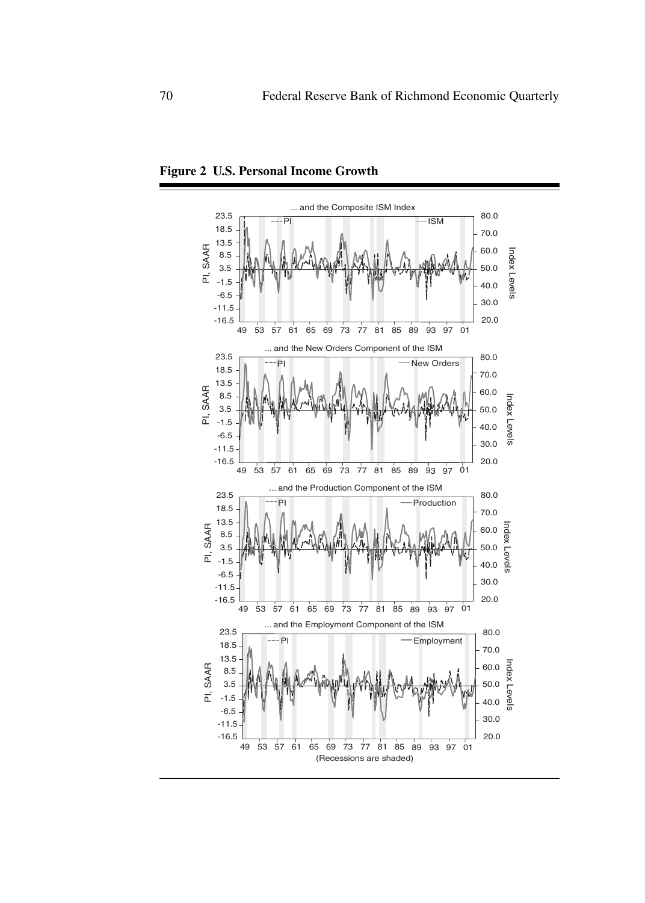**Figure 2 U.S. Personal Income Growth**

... and the Composite ISM Index

PI, SAAR

23.5
18.5
13.5
8.5
3.5
-1.5
-6.5
-11.5
-16.5

---PI

—ISM

Index Levels

80.0
70.0
60.0
50.0
40.0
30.0
20.0

49 53 57 61 65 69 73 77 81 85 89 93 97 01

... and the New Orders Component of the ISM

PI, SAAR

23.5
18.5
13.5
8.5
3.5
-1.5
-6.5
-11.5
-16.5

---PI

—New Orders

Index Levels

80.0
70.0
60.0
50.0
40.0
30.0
20.0

49 53 57 61 65 69 73 77 81 85 89 93 97 01

... and the Production Component of the ISM

PI, SAAR

23.5
18.5
13.5
8.5
3.5
-1.5
-6.5
-11.5
-16.5

---PI

—Production

Index Levels

80.0
70.0
60.0
50.0
40.0
30.0
20.0

49 53 57 61 65 69 73 77 81 85 89 93 97 01

... and the Employment Component of the ISM

PI, SAAR

23.5
18.5
13.5
8.5
3.5
-1.5
-6.5
-11.5
-16.5

---PI

—Employment

Index Levels

80.0
70.0
60.0
50.0
40.0
30.0
20.0

49 53 57 61 65 69 73 77 81 85 89 93 97 01

(Recessions are shaded)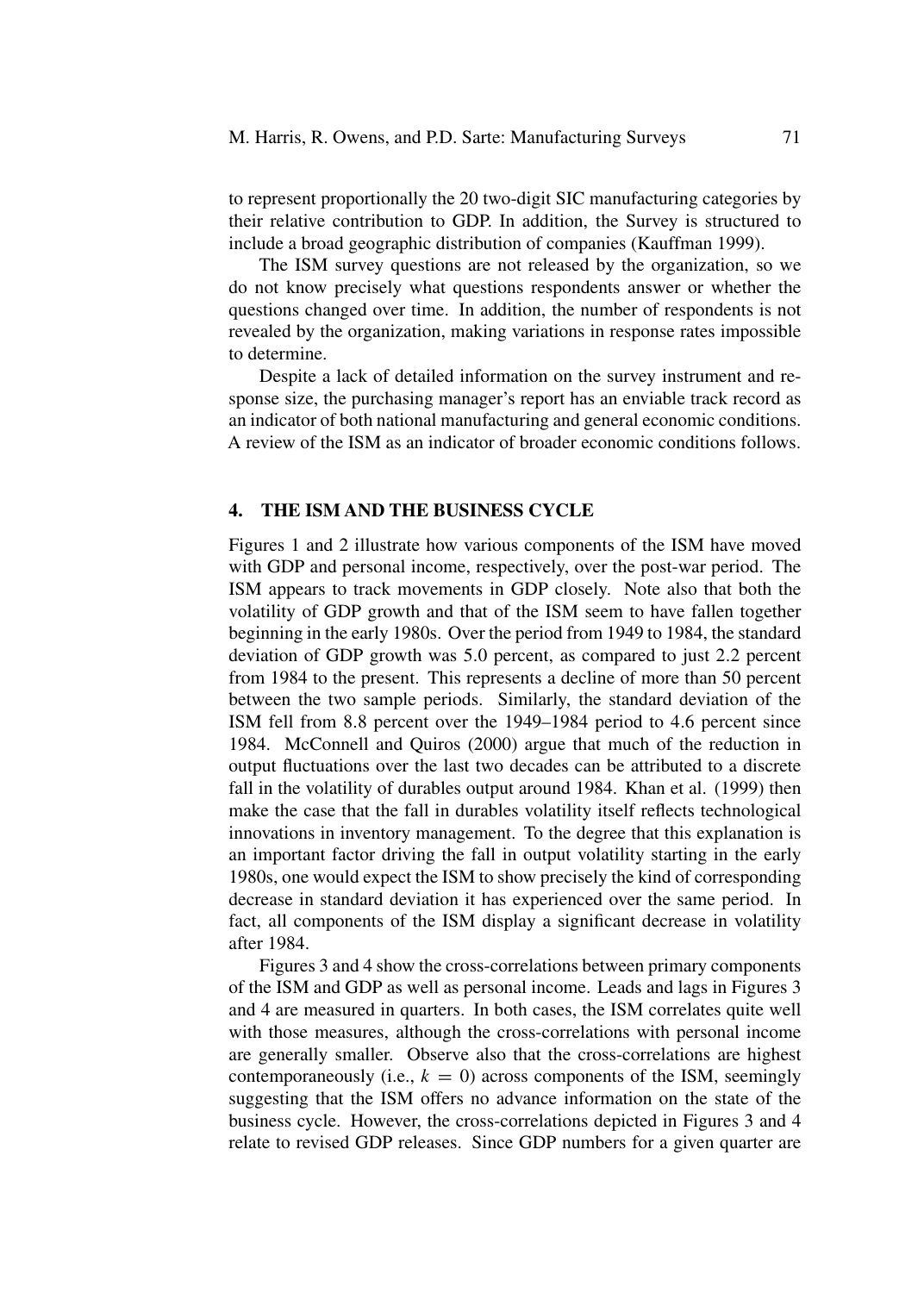to represent proportionally the 20 two-digit SIC manufacturing categories by their relative contribution to GDP. In addition, the Survey is structured to include a broad geographic distribution of companies (Kauffman 1999).

The ISM survey questions are not released by the organization, so we do not know precisely what questions respondents answer or whether the questions changed over time. In addition, the number of respondents is not revealed by the organization, making variations in response rates impossible to determine.

Despite a lack of detailed information on the survey instrument and response size, the purchasing manager's report has an enviable track record as an indicator of both national manufacturing and general economic conditions. A review of the ISM as an indicator of broader economic conditions follows.

## 4. THE ISM AND THE BUSINESS CYCLE

Figures 1 and 2 illustrate how various components of the ISM have moved with GDP and personal income, respectively, over the post-war period. The ISM appears to track movements in GDP closely. Note also that both the volatility of GDP growth and that of the ISM seem to have fallen together beginning in the early 1980s. Over the period from 1949 to 1984, the standard deviation of GDP growth was 5.0 percent, as compared to just 2.2 percent from 1984 to the present. This represents a decline of more than 50 percent between the two sample periods. Similarly, the standard deviation of the ISM fell from 8.8 percent over the 1949–1984 period to 4.6 percent since 1984. McConnell and Quiros (2000) argue that much of the reduction in output fluctuations over the last two decades can be attributed to a discrete fall in the volatility of durables output around 1984. Khan et al. (1999) then make the case that the fall in durables volatility itself reflects technological innovations in inventory management. To the degree that this explanation is an important factor driving the fall in output volatility starting in the early 1980s, one would expect the ISM to show precisely the kind of corresponding decrease in standard deviation it has experienced over the same period. In fact, all components of the ISM display a significant decrease in volatility after 1984.

Figures 3 and 4 show the cross-correlations between primary components of the ISM and GDP as well as personal income. Leads and lags in Figures 3 and 4 are measured in quarters. In both cases, the ISM correlates quite well with those measures, although the cross-correlations with personal income are generally smaller. Observe also that the cross-correlations are highest contemporaneously (i.e., $k = 0$) across components of the ISM, seemingly suggesting that the ISM offers no advance information on the state of the business cycle. However, the cross-correlations depicted in Figures 3 and 4 relate to revised GDP releases. Since GDP numbers for a given quarter are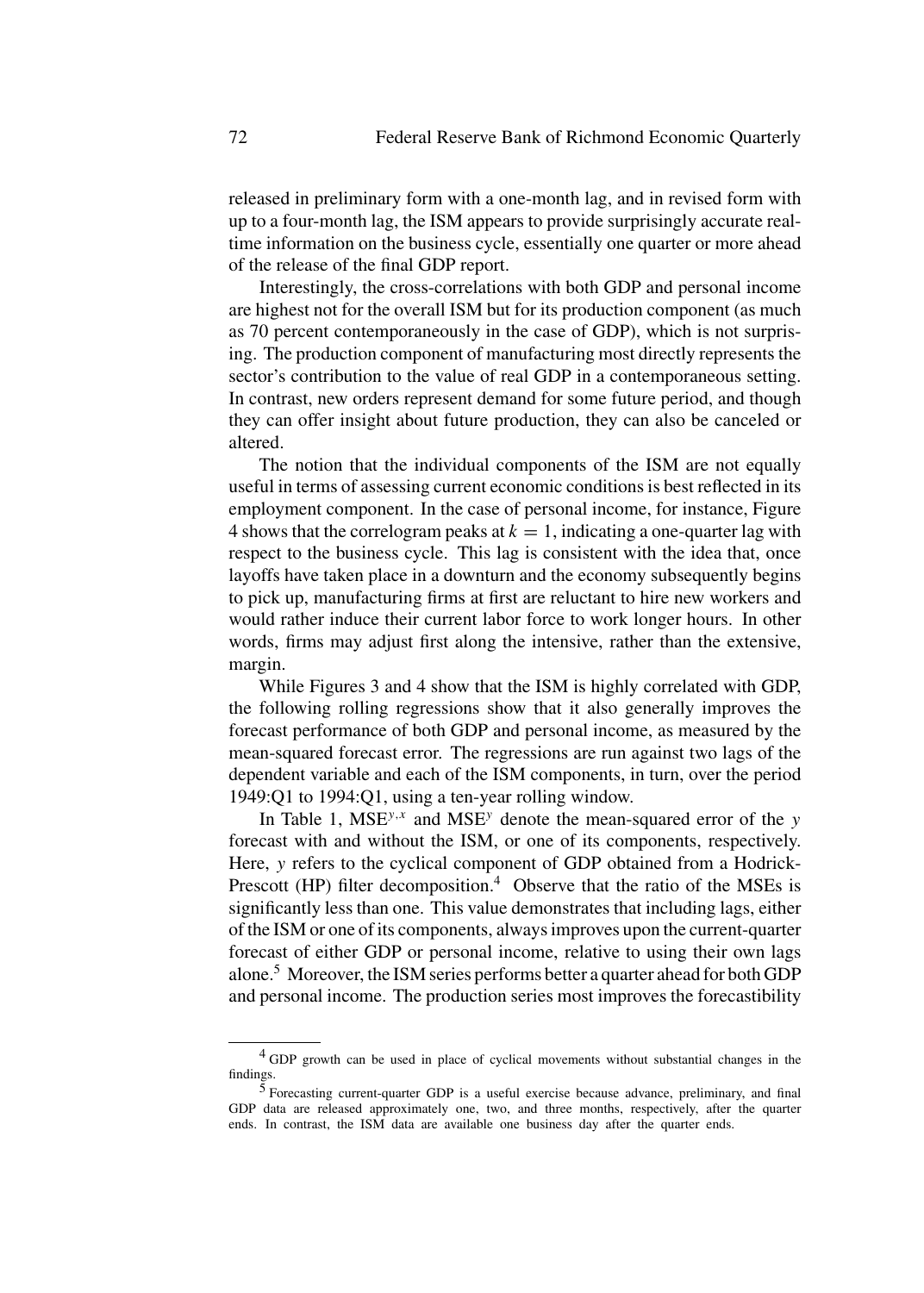released in preliminary form with a one-month lag, and in revised form with up to a four-month lag, the ISM appears to provide surprisingly accurate real-time information on the business cycle, essentially one quarter or more ahead of the release of the final GDP report.

Interestingly, the cross-correlations with both GDP and personal income are highest not for the overall ISM but for its production component (as much as 70 percent contemporaneously in the case of GDP), which is not surprising. The production component of manufacturing most directly represents the sector's contribution to the value of real GDP in a contemporaneous setting. In contrast, new orders represent demand for some future period, and though they can offer insight about future production, they can also be canceled or altered.

The notion that the individual components of the ISM are not equally useful in terms of assessing current economic conditions is best reflected in its employment component. In the case of personal income, for instance, Figure 4 shows that the correlogram peaks at $k = 1$, indicating a one-quarter lag with respect to the business cycle. This lag is consistent with the idea that, once layoffs have taken place in a downturn and the economy subsequently begins to pick up, manufacturing firms at first are reluctant to hire new workers and would rather induce their current labor force to work longer hours. In other words, firms may adjust first along the intensive, rather than the extensive, margin.

While Figures 3 and 4 show that the ISM is highly correlated with GDP, the following rolling regressions show that it also generally improves the forecast performance of both GDP and personal income, as measured by the mean-squared forecast error. The regressions are run against two lags of the dependent variable and each of the ISM components, in turn, over the period 1949:Q1 to 1994:Q1, using a ten-year rolling window.

In Table 1, $\text{MSE}^{y,x}$ and $\text{MSE}^{y}$ denote the mean-squared error of the $y$ forecast with and without the ISM, or one of its components, respectively. Here, $y$ refers to the cyclical component of GDP obtained from a Hodrick-Prescott (HP) filter decomposition.[4] Observe that the ratio of the MSEs is significantly less than one. This value demonstrates that including lags, either of the ISM or one of its components, always improves upon the current-quarter forecast of either GDP or personal income, relative to using their own lags alone.[5] Moreover, the ISM series performs better a quarter ahead for both GDP and personal income. The production series most improves the forecastibility

[4] GDP growth can be used in place of cyclical movements without substantial changes in the findings.

[5] Forecasting current-quarter GDP is a useful exercise because advance, preliminary, and final GDP data are released approximately one, two, and three months, respectively, after the quarter ends. In contrast, the ISM data are available one business day after the quarter ends.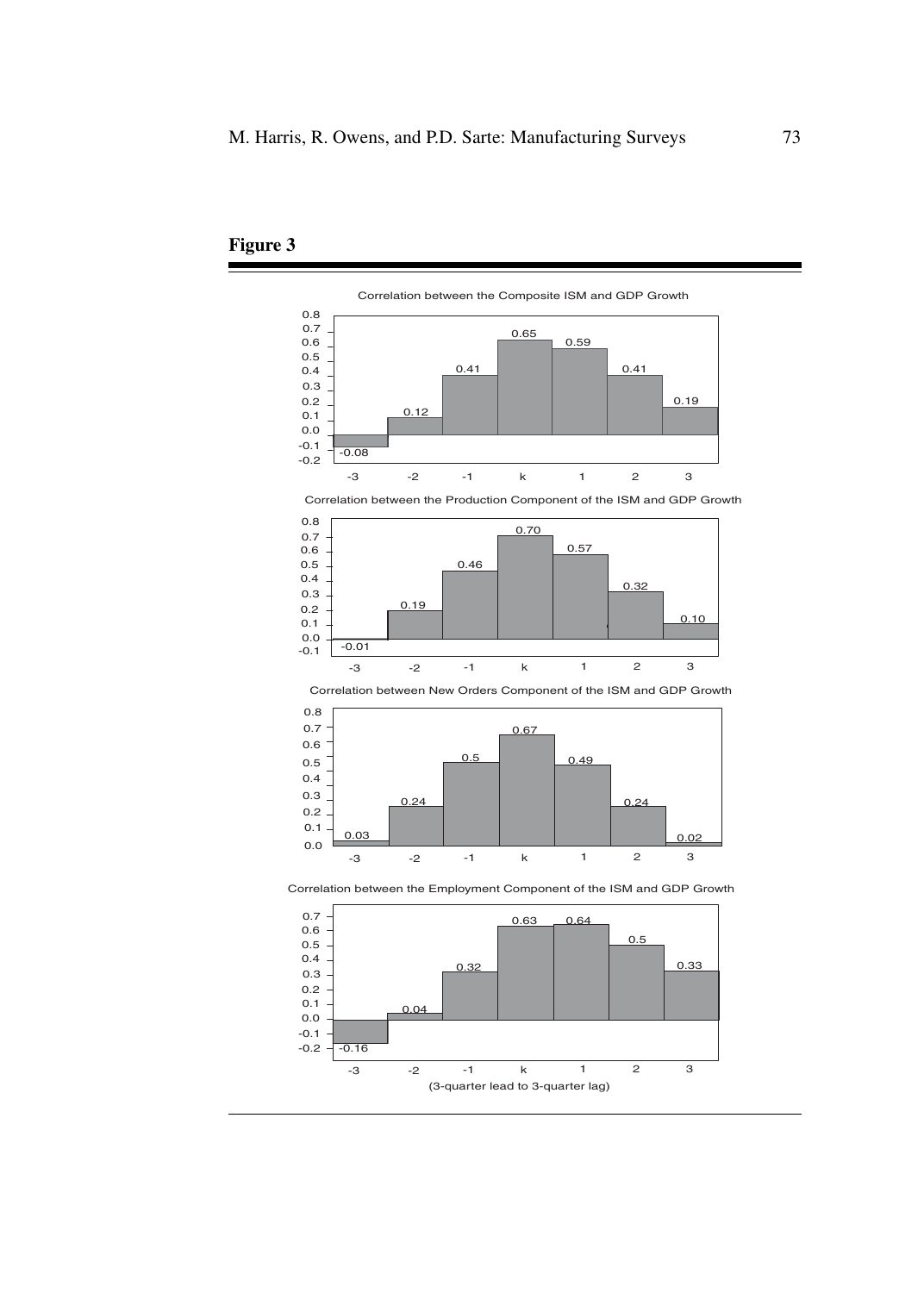**Figure 3**

Correlation between the Composite ISM and GDP Growth

0.8
0.7
0.6
0.5
0.4
0.3
0.2
0.1
0.0
-0.1
-0.2

-0.08
0.12
0.41
0.65
0.59
0.41
0.19

-3 -2 -1 k 1 2 3

Correlation between the Production Component of the ISM and GDP Growth

0.8
0.7
0.6
0.5
0.4
0.3
0.2
0.1
0.0
-0.1

-0.01
0.19
0.46
0.70
0.57
0.32
0.10

-3 -2 -1 k 1 2 3

Correlation between New Orders Component of the ISM and GDP Growth

0.8
0.7
0.6
0.5
0.4
0.3
0.2
0.1
0.0

0.03
0.24
0.5
0.67
0.49
0.24
0.02

-3 -2 -1 k 1 2 3

Correlation between the Employment Component of the ISM and GDP Growth

0.7
0.6
0.5
0.4
0.3
0.2
0.1
0.0
-0.1
-0.2

-0.16
0.04
0.32
0.63
0.64
0.5
0.33

-3 -2 -1 k 1 2 3

(3-quarter lead to 3-quarter lag)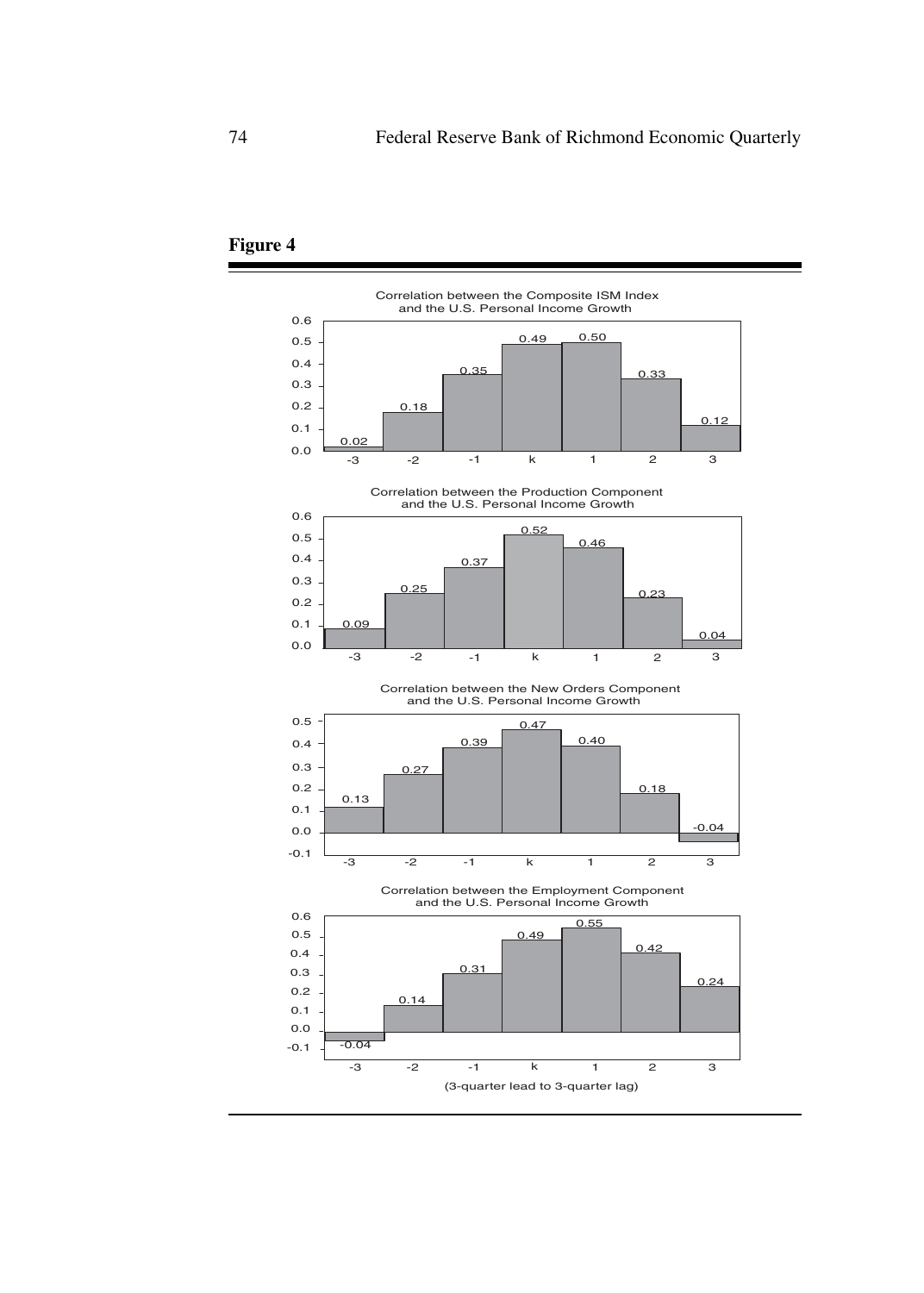**Figure 4**

Correlation between the Composite ISM Index
and the U.S. Personal Income Growth

0.6
0.5
0.4
0.3
0.2
0.1
0.0

0.02 0.18 0.35 0.49 0.50 0.33 0.12

-3 -2 -1 k 1 2 3

Correlation between the Production Component
and the U.S. Personal Income Growth

0.6
0.5
0.4
0.3
0.2
0.1
0.0

0.09 0.25 0.37 0.52 0.46 0.23 0.04

-3 -2 -1 k 1 2 3

Correlation between the New Orders Component
and the U.S. Personal Income Growth

0.5
0.4
0.3
0.2
0.1
0.0
-0.1

0.13 0.27 0.39 0.47 0.40 0.18 -0.04

-3 -2 -1 k 1 2 3

Correlation between the Employment Component
and the U.S. Personal Income Growth

0.6
0.5
0.4
0.3
0.2
0.1
0.0
-0.1

-0.04 0.14 0.31 0.49 0.55 0.42 0.24

-3 -2 -1 k 1 2 3

(3-quarter lead to 3-quarter lag)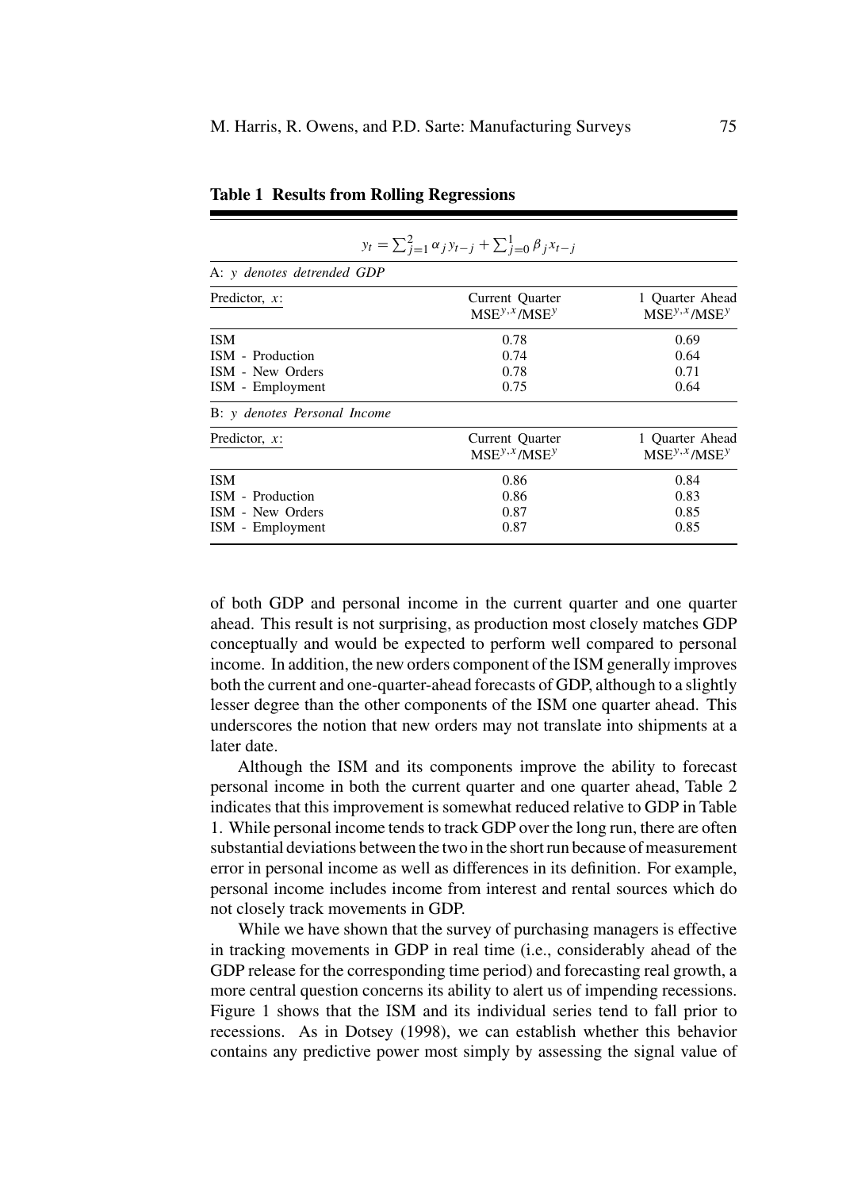**Table 1 Results from Rolling Regressions**

$$y_t = \sum_{j=1}^{2} \alpha_j y_{t-j} + \sum_{j=0}^{1} \beta_j x_{t-j}$$

| A: *y denotes detrended GDP* | | |
|---|---|---|
| Predictor, $x$: | Current Quarter $MSE^{y,x}/MSE^{y}$ | 1 Quarter Ahead $MSE^{y,x}/MSE^{y}$ |
| ISM | 0.78 | 0.69 |
| ISM - Production | 0.74 | 0.64 |
| ISM - New Orders | 0.78 | 0.71 |
| ISM - Employment | 0.75 | 0.64 |
| B: *y denotes Personal Income* | | |
| Predictor, $x$: | Current Quarter $MSE^{y,x}/MSE^{y}$ | 1 Quarter Ahead $MSE^{y,x}/MSE^{y}$ |
| ISM | 0.86 | 0.84 |
| ISM - Production | 0.86 | 0.83 |
| ISM - New Orders | 0.87 | 0.85 |
| ISM - Employment | 0.87 | 0.85 |

of both GDP and personal income in the current quarter and one quarter ahead. This result is not surprising, as production most closely matches GDP conceptually and would be expected to perform well compared to personal income. In addition, the new orders component of the ISM generally improves both the current and one-quarter-ahead forecasts of GDP, although to a slightly lesser degree than the other components of the ISM one quarter ahead. This underscores the notion that new orders may not translate into shipments at a later date.

Although the ISM and its components improve the ability to forecast personal income in both the current quarter and one quarter ahead, Table 2 indicates that this improvement is somewhat reduced relative to GDP in Table 1. While personal income tends to track GDP over the long run, there are often substantial deviations between the two in the short run because of measurement error in personal income as well as differences in its definition. For example, personal income includes income from interest and rental sources which do not closely track movements in GDP.

While we have shown that the survey of purchasing managers is effective in tracking movements in GDP in real time (i.e., considerably ahead of the GDP release for the corresponding time period) and forecasting real growth, a more central question concerns its ability to alert us of impending recessions. Figure 1 shows that the ISM and its individual series tend to fall prior to recessions. As in Dotsey (1998), we can establish whether this behavior contains any predictive power most simply by assessing the signal value of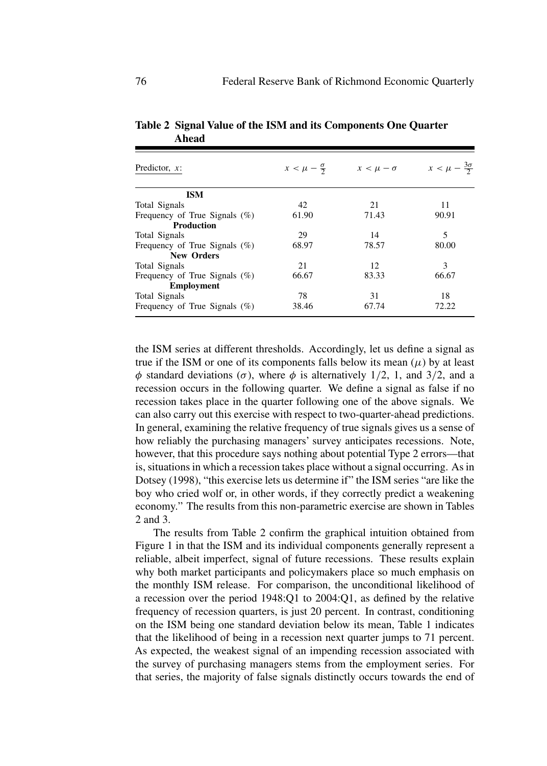**Table 2 Signal Value of the ISM and its Components One Quarter Ahead**

| Predictor, $x$: | $x < \mu - \frac{\sigma}{2}$ | $x < \mu - \sigma$ | $x < \mu - \frac{3\sigma}{2}$ |
|---|---|---|---|
| **ISM** | | | |
| Total Signals | 42 | 21 | 11 |
| Frequency of True Signals (%) | 61.90 | 71.43 | 90.91 |
| **Production** | | | |
| Total Signals | 29 | 14 | 5 |
| Frequency of True Signals (%) | 68.97 | 78.57 | 80.00 |
| **New Orders** | | | |
| Total Signals | 21 | 12 | 3 |
| Frequency of True Signals (%) | 66.67 | 83.33 | 66.67 |
| **Employment** | | | |
| Total Signals | 78 | 31 | 18 |
| Frequency of True Signals (%) | 38.46 | 67.74 | 72.22 |

the ISM series at different thresholds. Accordingly, let us define a signal as true if the ISM or one of its components falls below its mean ($\mu$) by at least $\phi$ standard deviations ($\sigma$), where $\phi$ is alternatively $1/2$, 1, and $3/2$, and a recession occurs in the following quarter. We define a signal as false if no recession takes place in the quarter following one of the above signals. We can also carry out this exercise with respect to two-quarter-ahead predictions. In general, examining the relative frequency of true signals gives us a sense of how reliably the purchasing managers' survey anticipates recessions. Note, however, that this procedure says nothing about potential Type 2 errors—that is, situations in which a recession takes place without a signal occurring. As in Dotsey (1998), "this exercise lets us determine if" the ISM series "are like the boy who cried wolf or, in other words, if they correctly predict a weakening economy." The results from this non-parametric exercise are shown in Tables 2 and 3.

The results from Table 2 confirm the graphical intuition obtained from Figure 1 in that the ISM and its individual components generally represent a reliable, albeit imperfect, signal of future recessions. These results explain why both market participants and policymakers place so much emphasis on the monthly ISM release. For comparison, the unconditional likelihood of a recession over the period 1948:Q1 to 2004:Q1, as defined by the relative frequency of recession quarters, is just 20 percent. In contrast, conditioning on the ISM being one standard deviation below its mean, Table 1 indicates that the likelihood of being in a recession next quarter jumps to 71 percent. As expected, the weakest signal of an impending recession associated with the survey of purchasing managers stems from the employment series. For that series, the majority of false signals distinctly occurs towards the end of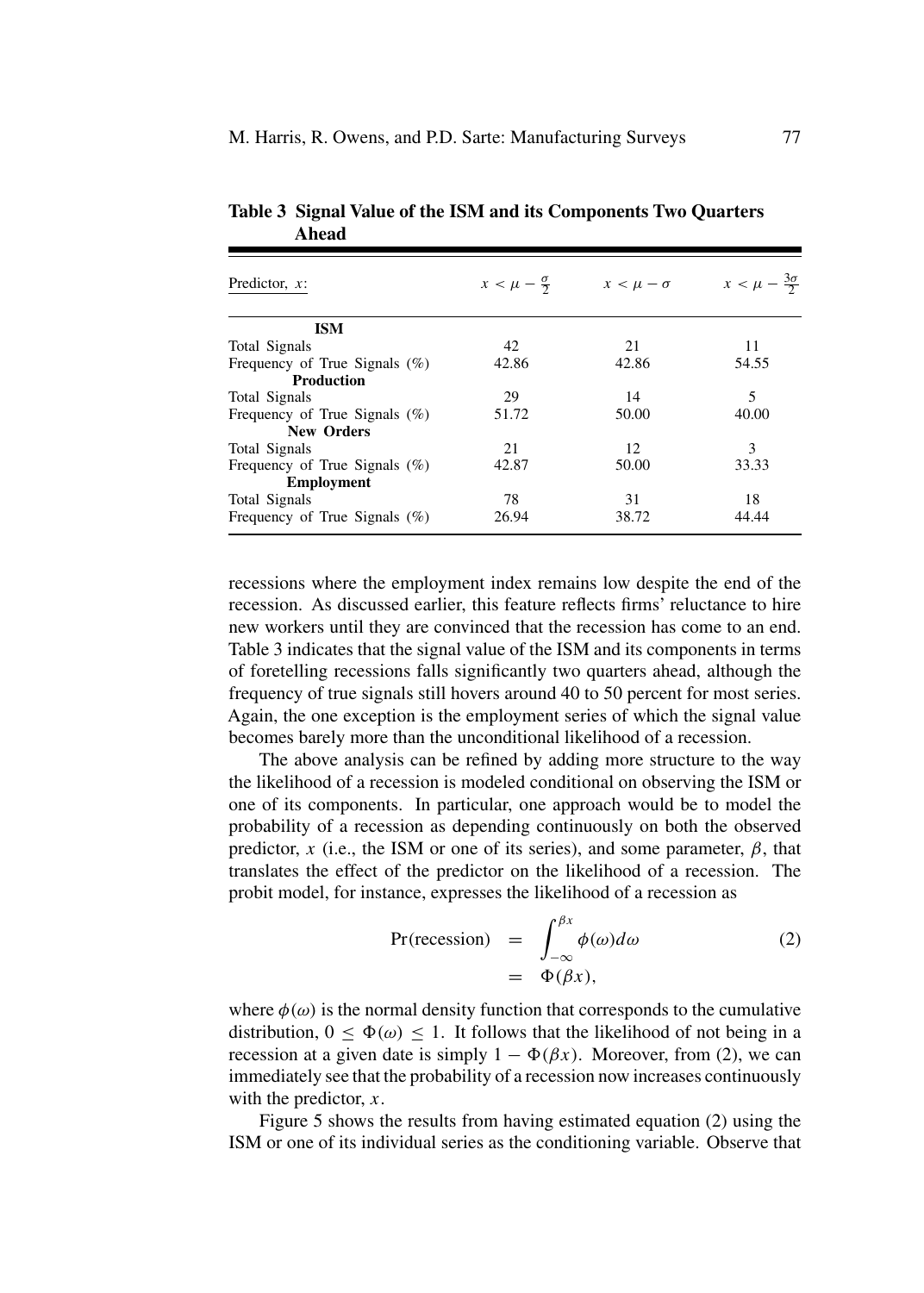**Table 3 Signal Value of the ISM and its Components Two Quarters Ahead**

| Predictor, $x$: | $x < \mu - \frac{\sigma}{2}$ | $x < \mu - \sigma$ | $x < \mu - \frac{3\sigma}{2}$ |
|---|---|---|---|
| **ISM** | | | |
| Total Signals | 42 | 21 | 11 |
| Frequency of True Signals (%) | 42.86 | 42.86 | 54.55 |
| **Production** | | | |
| Total Signals | 29 | 14 | 5 |
| Frequency of True Signals (%) | 51.72 | 50.00 | 40.00 |
| **New Orders** | | | |
| Total Signals | 21 | 12 | 3 |
| Frequency of True Signals (%) | 42.87 | 50.00 | 33.33 |
| **Employment** | | | |
| Total Signals | 78 | 31 | 18 |
| Frequency of True Signals (%) | 26.94 | 38.72 | 44.44 |

recessions where the employment index remains low despite the end of the recession. As discussed earlier, this feature reflects firms' reluctance to hire new workers until they are convinced that the recession has come to an end. Table 3 indicates that the signal value of the ISM and its components in terms of foretelling recessions falls significantly two quarters ahead, although the frequency of true signals still hovers around 40 to 50 percent for most series. Again, the one exception is the employment series of which the signal value becomes barely more than the unconditional likelihood of a recession.

The above analysis can be refined by adding more structure to the way the likelihood of a recession is modeled conditional on observing the ISM or one of its components. In particular, one approach would be to model the probability of a recession as depending continuously on both the observed predictor, $x$ (i.e., the ISM or one of its series), and some parameter, $\beta$, that translates the effect of the predictor on the likelihood of a recession. The probit model, for instance, expresses the likelihood of a recession as

$$\begin{aligned} \Pr(\text{recession}) &= \int_{-\infty}^{\beta x} \phi(\omega) d\omega \\ &= \Phi(\beta x), \end{aligned} \tag{2}$$

where $\phi(\omega)$ is the normal density function that corresponds to the cumulative distribution, $0 \leq \Phi(\omega) \leq 1$. It follows that the likelihood of not being in a recession at a given date is simply $1 - \Phi(\beta x)$. Moreover, from (2), we can immediately see that the probability of a recession now increases continuously with the predictor, $x$.

Figure 5 shows the results from having estimated equation (2) using the ISM or one of its individual series as the conditioning variable. Observe that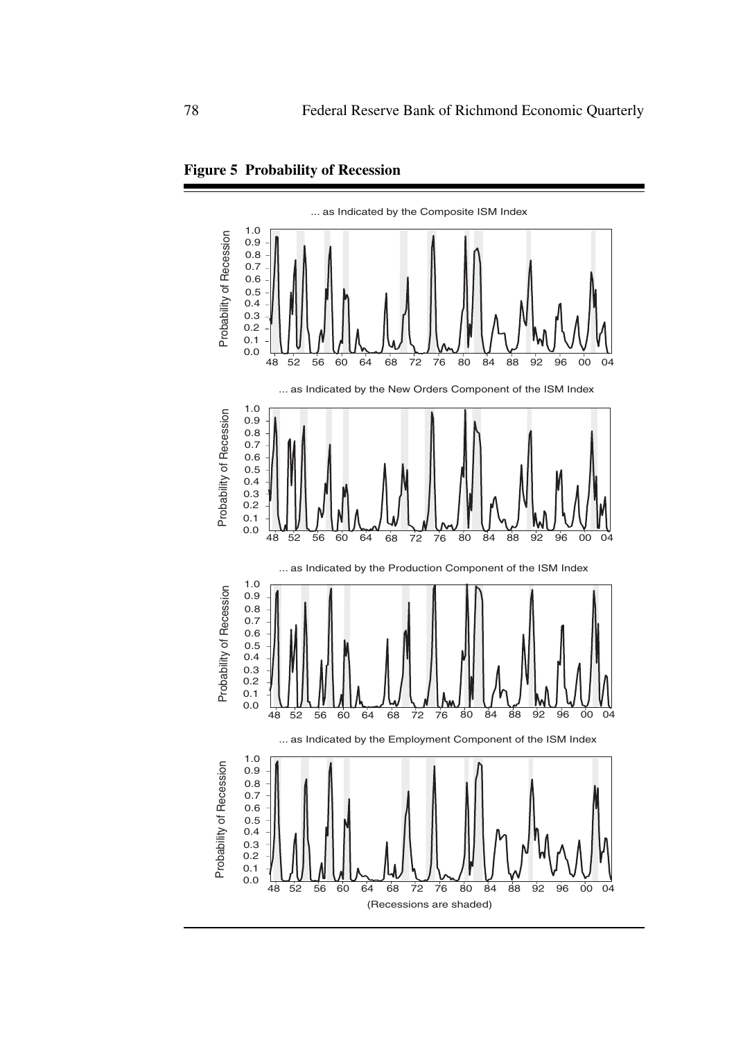**Figure 5 Probability of Recession**

... as Indicated by the Composite ISM Index

Probability of Recession

1.0
0.9
0.8
0.7
0.6
0.5
0.4
0.3
0.2
0.1
0.0

48 52 56 60 64 68 72 76 80 84 88 92 96 00 04

... as Indicated by the New Orders Component of the ISM Index

Probability of Recession

1.0
0.9
0.8
0.7
0.6
0.5
0.4
0.3
0.2
0.1
0.0

48 52 56 60 64 68 72 76 80 84 88 92 96 00 04

... as Indicated by the Production Component of the ISM Index

Probability of Recession

1.0
0.9
0.8
0.7
0.6
0.5
0.4
0.3
0.2
0.1
0.0

48 52 56 60 64 68 72 76 80 84 88 92 96 00 04

... as Indicated by the Employment Component of the ISM Index

Probability of Recession

1.0
0.9
0.8
0.7
0.6
0.5
0.4
0.3
0.2
0.1
0.0

48 52 56 60 64 68 72 76 80 84 88 92 96 00 04

(Recessions are shaded)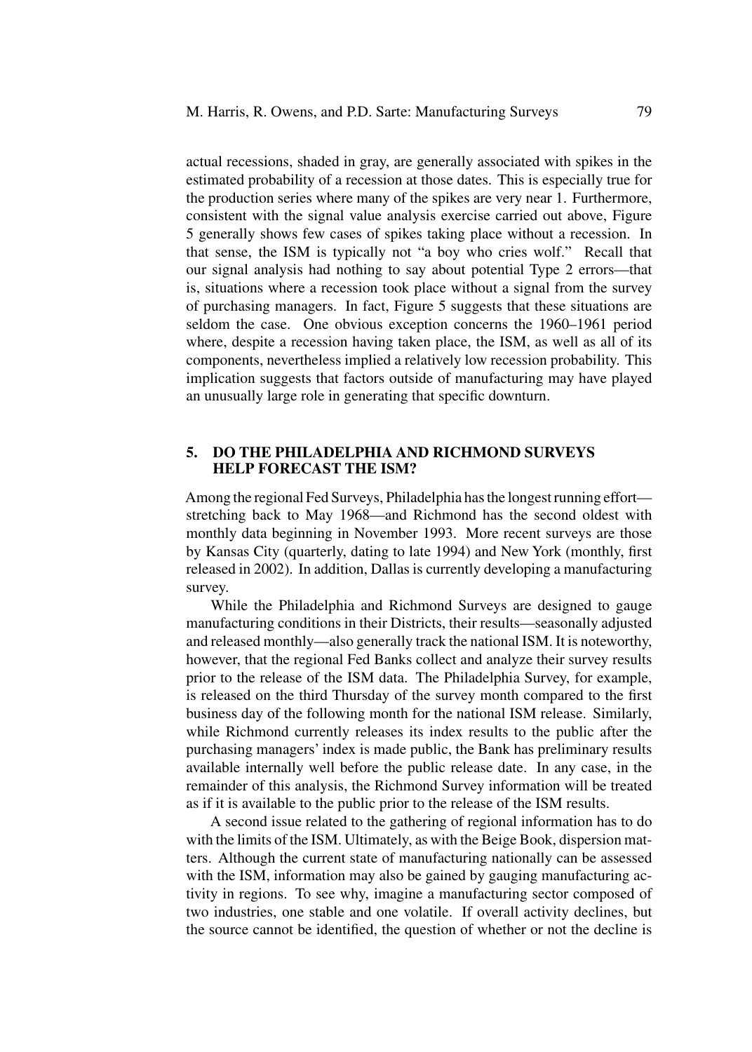actual recessions, shaded in gray, are generally associated with spikes in the estimated probability of a recession at those dates. This is especially true for the production series where many of the spikes are very near 1. Furthermore, consistent with the signal value analysis exercise carried out above, Figure 5 generally shows few cases of spikes taking place without a recession. In that sense, the ISM is typically not "a boy who cries wolf." Recall that our signal analysis had nothing to say about potential Type 2 errors—that is, situations where a recession took place without a signal from the survey of purchasing managers. In fact, Figure 5 suggests that these situations are seldom the case. One obvious exception concerns the 1960–1961 period where, despite a recession having taken place, the ISM, as well as all of its components, nevertheless implied a relatively low recession probability. This implication suggests that factors outside of manufacturing may have played an unusually large role in generating that specific downturn.

## 5. DO THE PHILADELPHIA AND RICHMOND SURVEYS HELP FORECAST THE ISM?

Among the regional Fed Surveys, Philadelphia has the longest running effort—stretching back to May 1968—and Richmond has the second oldest with monthly data beginning in November 1993. More recent surveys are those by Kansas City (quarterly, dating to late 1994) and New York (monthly, first released in 2002). In addition, Dallas is currently developing a manufacturing survey.

While the Philadelphia and Richmond Surveys are designed to gauge manufacturing conditions in their Districts, their results—seasonally adjusted and released monthly—also generally track the national ISM. It is noteworthy, however, that the regional Fed Banks collect and analyze their survey results prior to the release of the ISM data. The Philadelphia Survey, for example, is released on the third Thursday of the survey month compared to the first business day of the following month for the national ISM release. Similarly, while Richmond currently releases its index results to the public after the purchasing managers' index is made public, the Bank has preliminary results available internally well before the public release date. In any case, in the remainder of this analysis, the Richmond Survey information will be treated as if it is available to the public prior to the release of the ISM results.

A second issue related to the gathering of regional information has to do with the limits of the ISM. Ultimately, as with the Beige Book, dispersion matters. Although the current state of manufacturing nationally can be assessed with the ISM, information may also be gained by gauging manufacturing activity in regions. To see why, imagine a manufacturing sector composed of two industries, one stable and one volatile. If overall activity declines, but the source cannot be identified, the question of whether or not the decline is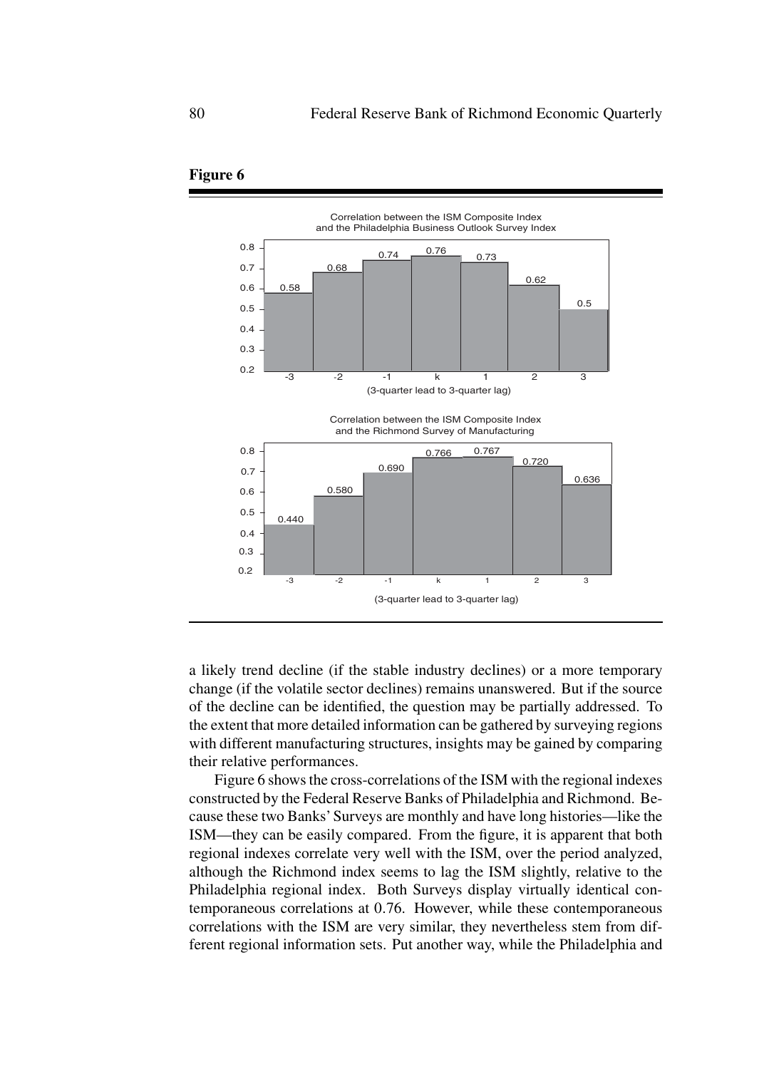**Figure 6**

Correlation between the ISM Composite Index
and the Philadelphia Business Outlook Survey Index

0.8
0.7
0.6
0.5
0.4
0.3
0.2

0.58 0.68 0.74 0.76 0.73 0.62 0.5

-3 -2 -1 k 1 2 3

(3-quarter lead to 3-quarter lag)

Correlation between the ISM Composite Index
and the Richmond Survey of Manufacturing

0.8
0.7
0.6
0.5
0.4
0.3
0.2

0.440 0.580 0.690 0.766 0.767 0.720 0.636

-3 -2 -1 k 1 2 3

(3-quarter lead to 3-quarter lag)

a likely trend decline (if the stable industry declines) or a more temporary change (if the volatile sector declines) remains unanswered. But if the source of the decline can be identified, the question may be partially addressed. To the extent that more detailed information can be gathered by surveying regions with different manufacturing structures, insights may be gained by comparing their relative performances.

Figure 6 shows the cross-correlations of the ISM with the regional indexes constructed by the Federal Reserve Banks of Philadelphia and Richmond. Because these two Banks' Surveys are monthly and have long histories—like the ISM—they can be easily compared. From the figure, it is apparent that both regional indexes correlate very well with the ISM, over the period analyzed, although the Richmond index seems to lag the ISM slightly, relative to the Philadelphia regional index. Both Surveys display virtually identical contemporaneous correlations at 0.76. However, while these contemporaneous correlations with the ISM are very similar, they nevertheless stem from different regional information sets. Put another way, while the Philadelphia and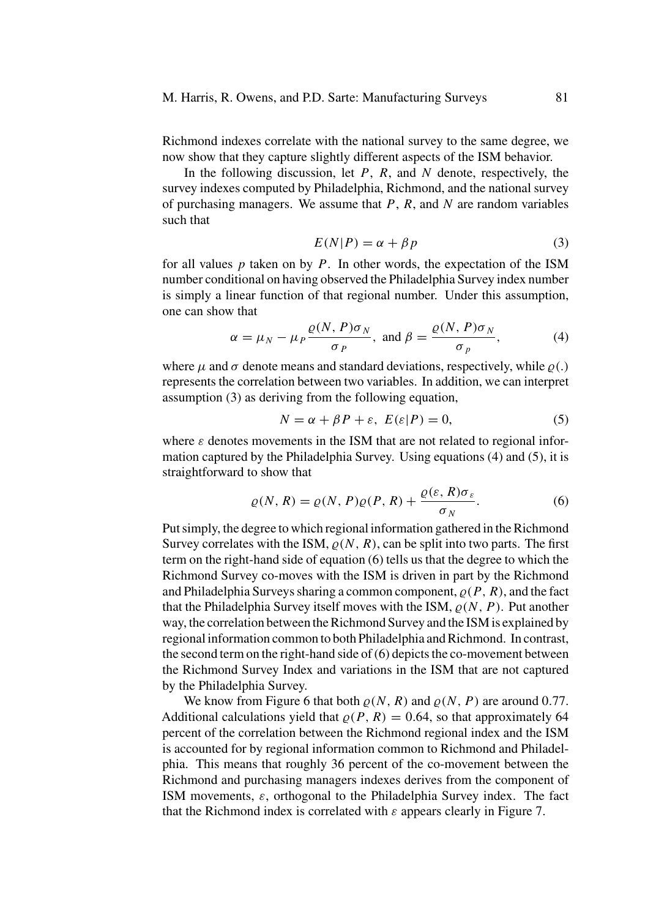Richmond indexes correlate with the national survey to the same degree, we now show that they capture slightly different aspects of the ISM behavior.

In the following discussion, let $P$, $R$, and $N$ denote, respectively, the survey indexes computed by Philadelphia, Richmond, and the national survey of purchasing managers. We assume that $P$, $R$, and $N$ are random variables such that

$$E(N|P) = \alpha + \beta p \tag{3}$$

for all values $p$ taken on by $P$. In other words, the expectation of the ISM number conditional on having observed the Philadelphia Survey index number is simply a linear function of that regional number. Under this assumption, one can show that

$$\alpha = \mu_N - \mu_P \frac{\varrho(N, P)\sigma_N}{\sigma_P}, \text{ and } \beta = \frac{\varrho(N, P)\sigma_N}{\sigma_p}, \tag{4}$$

where $\mu$ and $\sigma$ denote means and standard deviations, respectively, while $\varrho(.)$ represents the correlation between two variables. In addition, we can interpret assumption (3) as deriving from the following equation,

$$N = \alpha + \beta P + \varepsilon, \; E(\varepsilon|P) = 0, \tag{5}$$

where $\varepsilon$ denotes movements in the ISM that are not related to regional information captured by the Philadelphia Survey. Using equations (4) and (5), it is straightforward to show that

$$\varrho(N, R) = \varrho(N, P)\varrho(P, R) + \frac{\varrho(\varepsilon, R)\sigma_\varepsilon}{\sigma_N}. \tag{6}$$

Put simply, the degree to which regional information gathered in the Richmond Survey correlates with the ISM, $\varrho(N, R)$, can be split into two parts. The first term on the right-hand side of equation (6) tells us that the degree to which the Richmond Survey co-moves with the ISM is driven in part by the Richmond and Philadelphia Surveys sharing a common component, $\varrho(P, R)$, and the fact that the Philadelphia Survey itself moves with the ISM, $\varrho(N, P)$. Put another way, the correlation between the Richmond Survey and the ISM is explained by regional information common to both Philadelphia and Richmond. In contrast, the second term on the right-hand side of (6) depicts the co-movement between the Richmond Survey Index and variations in the ISM that are not captured by the Philadelphia Survey.

We know from Figure 6 that both $\varrho(N, R)$ and $\varrho(N, P)$ are around 0.77. Additional calculations yield that $\varrho(P, R) = 0.64$, so that approximately 64 percent of the correlation between the Richmond regional index and the ISM is accounted for by regional information common to Richmond and Philadelphia. This means that roughly 36 percent of the co-movement between the Richmond and purchasing managers indexes derives from the component of ISM movements, $\varepsilon$, orthogonal to the Philadelphia Survey index. The fact that the Richmond index is correlated with $\varepsilon$ appears clearly in Figure 7.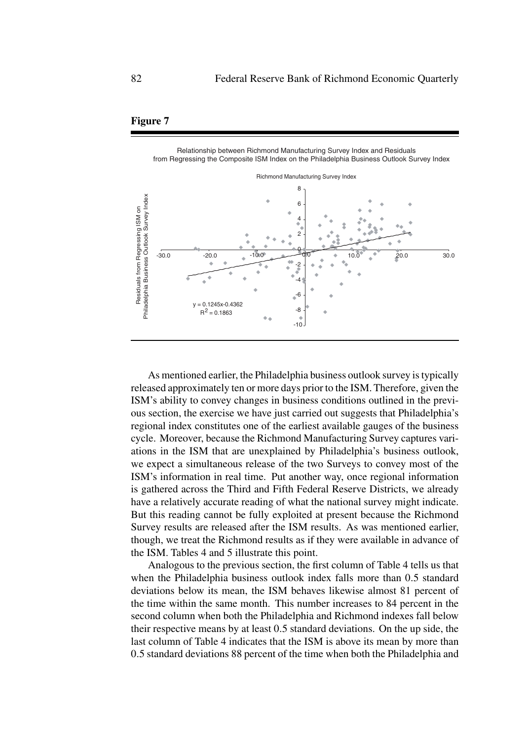**Figure 7**

Relationship between Richmond Manufacturing Survey Index and Residuals from Regressing the Composite ISM Index on the Philadelphia Business Outlook Survey Index

Richmond Manufacturing Survey Index

Residuals from Regressing ISM on Philadelphia Business Outlook Survey Index

8
6
4
2
0
-2
-4
-6
-8
-10

-30.0
-20.0
-10.0
0.0
10.0
20.0
30.0

y = 0.1245x-0.4362
$R^2$ = 0.1863

As mentioned earlier, the Philadelphia business outlook survey is typically released approximately ten or more days prior to the ISM. Therefore, given the ISM's ability to convey changes in business conditions outlined in the previous section, the exercise we have just carried out suggests that Philadelphia's regional index constitutes one of the earliest available gauges of the business cycle. Moreover, because the Richmond Manufacturing Survey captures variations in the ISM that are unexplained by Philadelphia's business outlook, we expect a simultaneous release of the two Surveys to convey most of the ISM's information in real time. Put another way, once regional information is gathered across the Third and Fifth Federal Reserve Districts, we already have a relatively accurate reading of what the national survey might indicate. But this reading cannot be fully exploited at present because the Richmond Survey results are released after the ISM results. As was mentioned earlier, though, we treat the Richmond results as if they were available in advance of the ISM. Tables 4 and 5 illustrate this point.

Analogous to the previous section, the first column of Table 4 tells us that when the Philadelphia business outlook index falls more than 0.5 standard deviations below its mean, the ISM behaves likewise almost 81 percent of the time within the same month. This number increases to 84 percent in the second column when both the Philadelphia and Richmond indexes fall below their respective means by at least 0.5 standard deviations. On the up side, the last column of Table 4 indicates that the ISM is above its mean by more than 0.5 standard deviations 88 percent of the time when both the Philadelphia and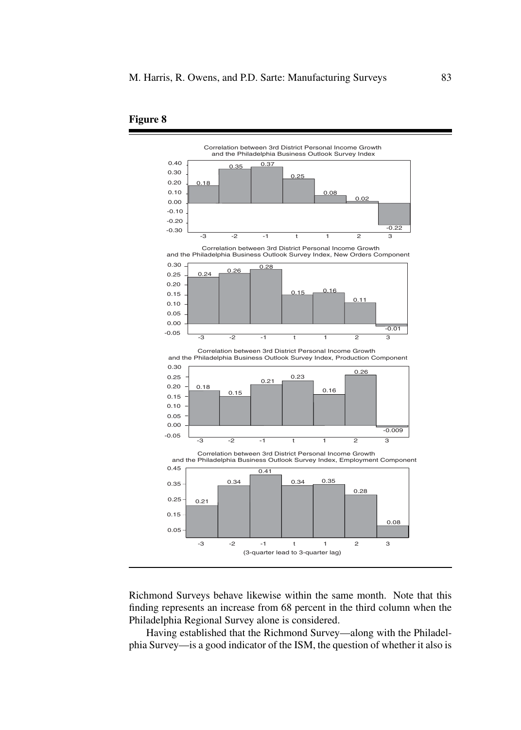**Figure 8**

Correlation between 3rd District Personal Income Growth and the Philadelphia Business Outlook Survey Index

0.40
0.30
0.20
0.10
0.00
-0.10
-0.20
-0.30

0.18 0.35 0.37 0.25 0.08 0.02 -0.22

-3 -2 -1 t 1 2 3

Correlation between 3rd District Personal Income Growth and the Philadelphia Business Outlook Survey Index, New Orders Component

0.30
0.25
0.20
0.15
0.10
0.05
0.00
-0.05

0.24 0.26 0.28 0.15 0.16 0.11 -0.01

-3 -2 -1 t 1 2 3

Correlation between 3rd District Personal Income Growth and the Philadelphia Business Outlook Survey Index, Production Component

0.30
0.25
0.20
0.15
0.10
0.05
0.00
-0.05

0.18 0.15 0.21 0.23 0.16 0.26 -0.009

-3 -2 -1 t 1 2 3

Correlation between 3rd District Personal Income Growth and the Philadelphia Business Outlook Survey Index, Employment Component

0.45
0.35
0.25
0.15
0.05

0.21 0.34 0.41 0.34 0.35 0.28 0.08

-3 -2 -1 t 1 2 3

(3-quarter lead to 3-quarter lag)

Richmond Surveys behave likewise within the same month. Note that this finding represents an increase from 68 percent in the third column when the Philadelphia Regional Survey alone is considered.

Having established that the Richmond Survey—along with the Philadelphia Survey—is a good indicator of the ISM, the question of whether it also is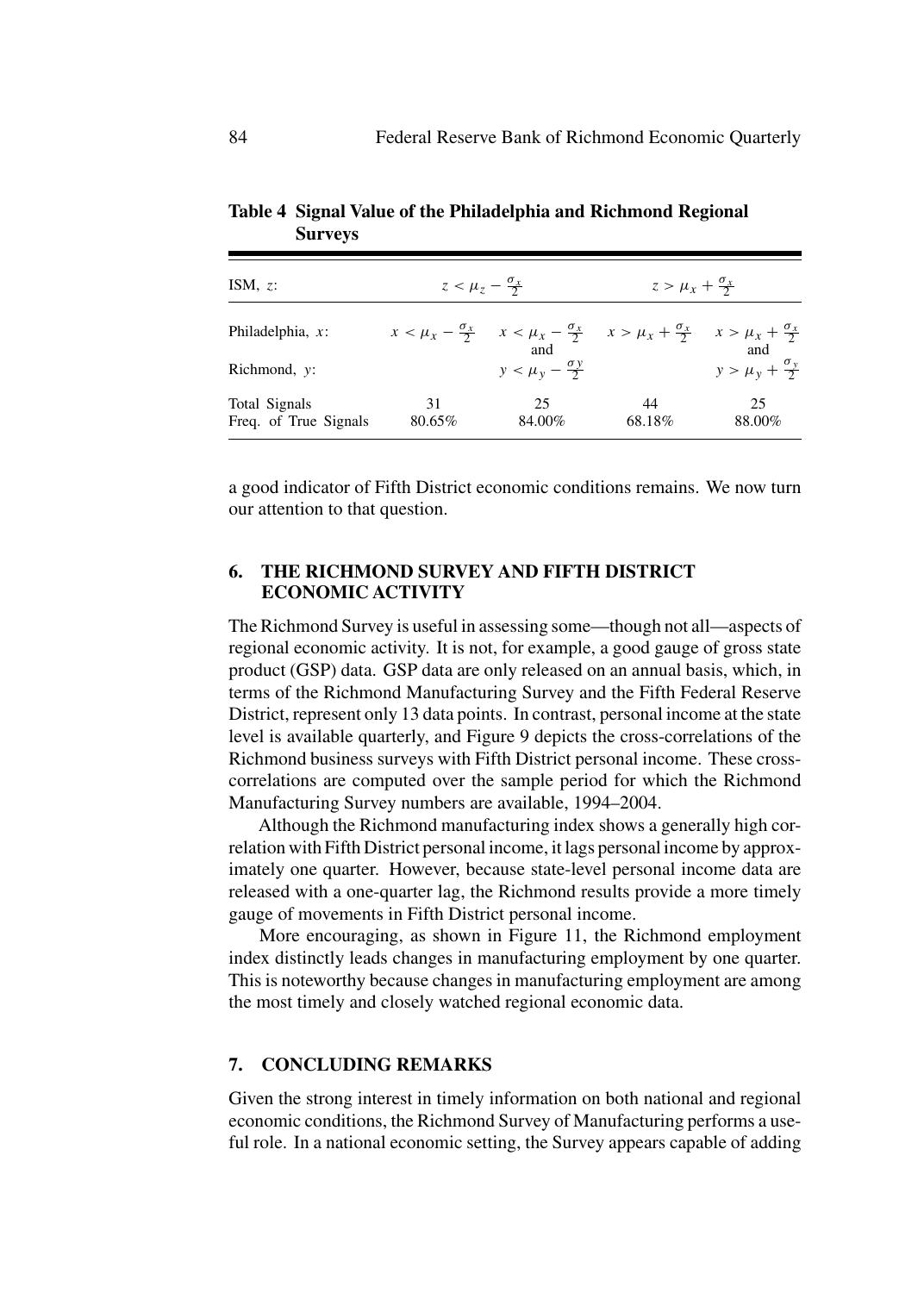**Table 4 Signal Value of the Philadelphia and Richmond Regional Surveys**

| ISM, $z$: | $z < \mu_z - \frac{\sigma_x}{2}$ | | $z > \mu_x + \frac{\sigma_x}{2}$ | |
|---|---|---|---|---|
| Philadelphia, $x$: | $x < \mu_x - \frac{\sigma_x}{2}$ | $x < \mu_x - \frac{\sigma_x}{2}$ and | $x > \mu_x + \frac{\sigma_x}{2}$ | $x > \mu_x + \frac{\sigma_x}{2}$ and |
| Richmond, $y$: | | $y < \mu_y - \frac{\sigma_y}{2}$ | | $y > \mu_y + \frac{\sigma_y}{2}$ |
| Total Signals | 31 | 25 | 44 | 25 |
| Freq. of True Signals | 80.65% | 84.00% | 68.18% | 88.00% |

a good indicator of Fifth District economic conditions remains. We now turn our attention to that question.

## 6. THE RICHMOND SURVEY AND FIFTH DISTRICT ECONOMIC ACTIVITY

The Richmond Survey is useful in assessing some—though not all—aspects of regional economic activity. It is not, for example, a good gauge of gross state product (GSP) data. GSP data are only released on an annual basis, which, in terms of the Richmond Manufacturing Survey and the Fifth Federal Reserve District, represent only 13 data points. In contrast, personal income at the state level is available quarterly, and Figure 9 depicts the cross-correlations of the Richmond business surveys with Fifth District personal income. These cross-correlations are computed over the sample period for which the Richmond Manufacturing Survey numbers are available, 1994–2004.

Although the Richmond manufacturing index shows a generally high correlation with Fifth District personal income, it lags personal income by approximately one quarter. However, because state-level personal income data are released with a one-quarter lag, the Richmond results provide a more timely gauge of movements in Fifth District personal income.

More encouraging, as shown in Figure 11, the Richmond employment index distinctly leads changes in manufacturing employment by one quarter. This is noteworthy because changes in manufacturing employment are among the most timely and closely watched regional economic data.

## 7. CONCLUDING REMARKS

Given the strong interest in timely information on both national and regional economic conditions, the Richmond Survey of Manufacturing performs a useful role. In a national economic setting, the Survey appears capable of adding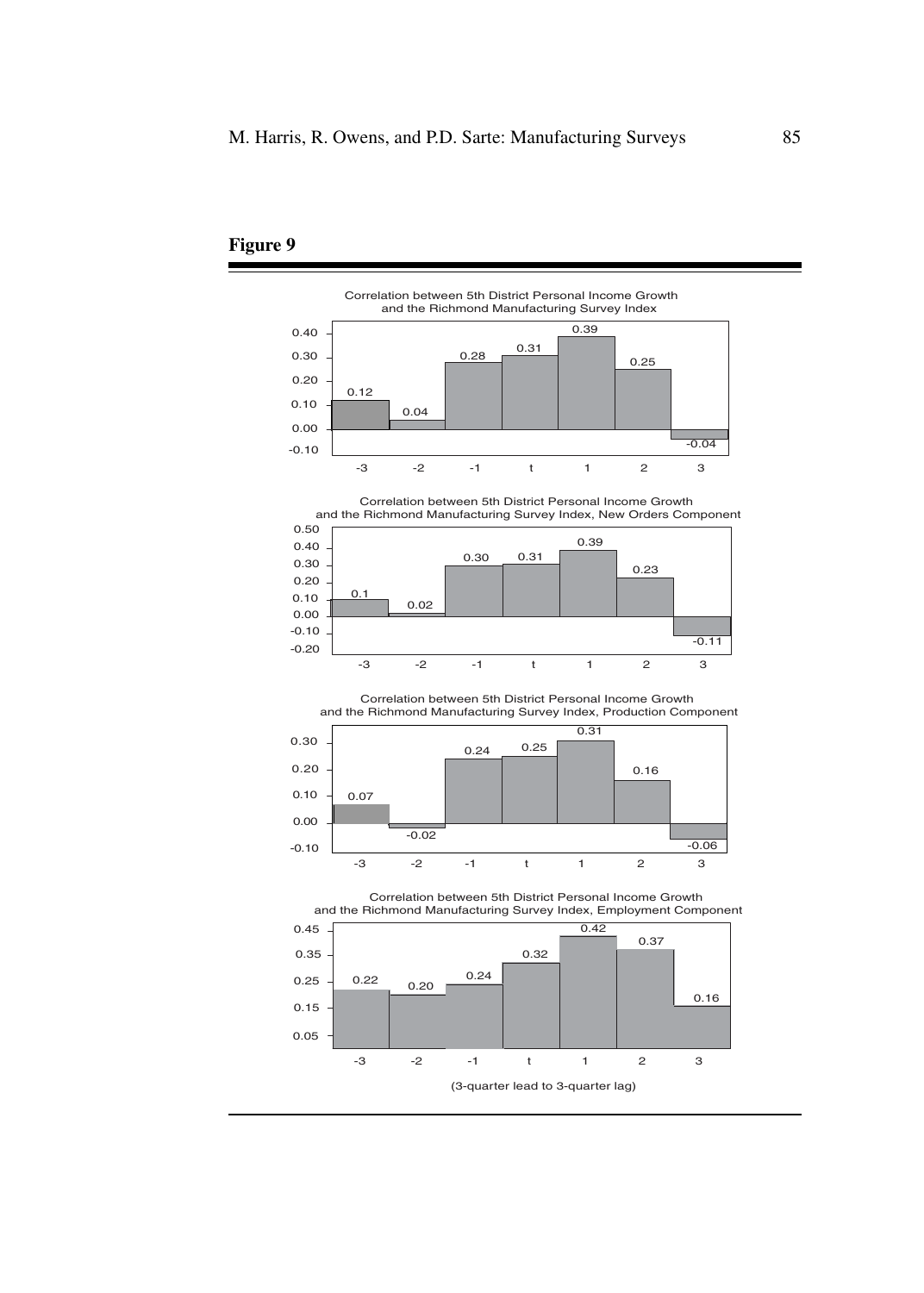**Figure 9**

Correlation between 5th District Personal Income Growth
and the Richmond Manufacturing Survey Index

0.40
0.30
0.20
0.10
0.00
-0.10

0.12 0.04 0.28 0.31 0.39 0.25 -0.04

-3 -2 -1 t 1 2 3

Correlation between 5th District Personal Income Growth
and the Richmond Manufacturing Survey Index, New Orders Component

0.50
0.40
0.30
0.20
0.10
0.00
-0.10
-0.20

0.1 0.02 0.30 0.31 0.39 0.23 -0.11

-3 -2 -1 t 1 2 3

Correlation between 5th District Personal Income Growth
and the Richmond Manufacturing Survey Index, Production Component

0.30
0.20
0.10
0.00
-0.10

0.07 -0.02 0.24 0.25 0.31 0.16 -0.06

-3 -2 -1 t 1 2 3

Correlation between 5th District Personal Income Growth
and the Richmond Manufacturing Survey Index, Employment Component

0.45
0.35
0.25
0.15
0.05

0.22 0.20 0.24 0.32 0.42 0.37 0.16

-3 -2 -1 t 1 2 3

(3-quarter lead to 3-quarter lag)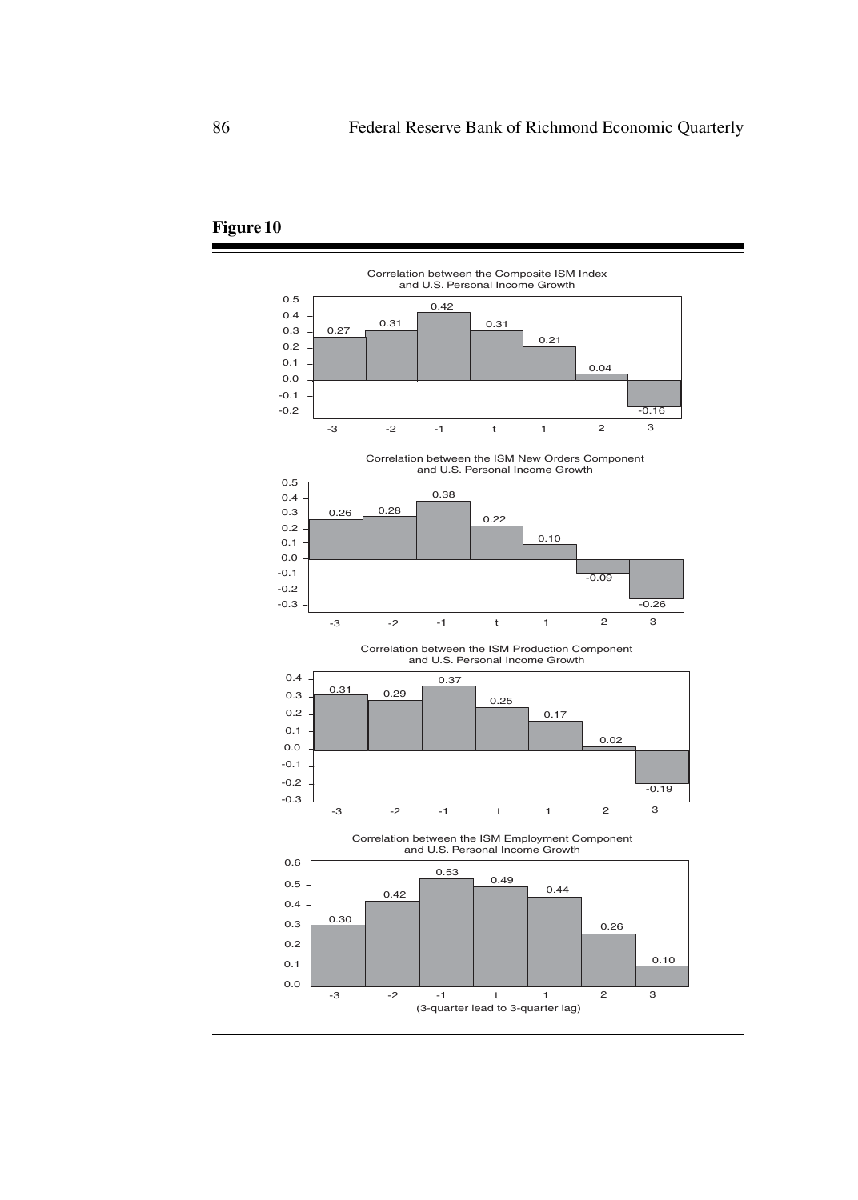## Figure 10

Correlation between the Composite ISM Index
and U.S. Personal Income Growth

0.5
0.4
0.3
0.2
0.1
0.0
-0.1
-0.2

0.27 0.31 0.42 0.31 0.21 0.04 -0.16

-3 -2 -1 t 1 2 3

Correlation between the ISM New Orders Component
and U.S. Personal Income Growth

0.5
0.4
0.3
0.2
0.1
0.0
-0.1
-0.2
-0.3

0.26 0.28 0.38 0.22 0.10 -0.09 -0.26

-3 -2 -1 t 1 2 3

Correlation between the ISM Production Component
and U.S. Personal Income Growth

0.4
0.3
0.2
0.1
0.0
-0.1
-0.2
-0.3

0.31 0.29 0.37 0.25 0.17 0.02 -0.19

-3 -2 -1 t 1 2 3

Correlation between the ISM Employment Component
and U.S. Personal Income Growth

0.6
0.5
0.4
0.3
0.2
0.1
0.0

0.30 0.42 0.53 0.49 0.44 0.26 0.10

-3 -2 -1 t 1 2 3

(3-quarter lead to 3-quarter lag)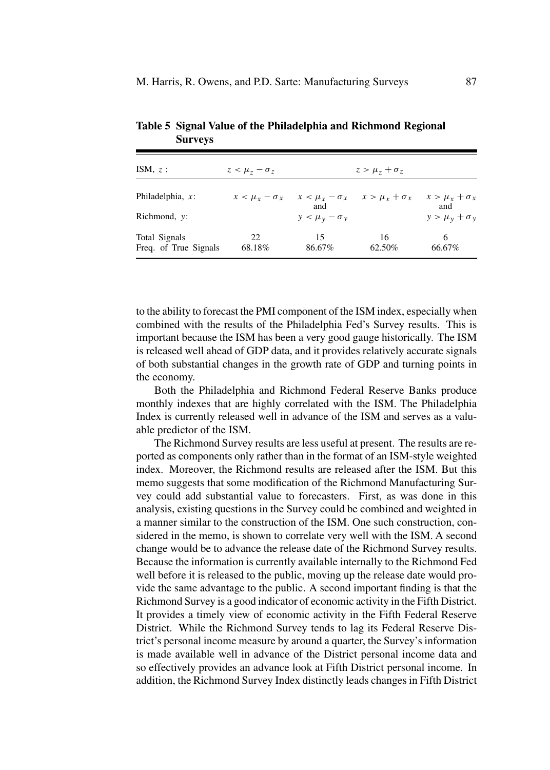**Table 5 Signal Value of the Philadelphia and Richmond Regional Surveys**

| ISM, $z$: | $z < \mu_z - \sigma_z$ | $z > \mu_z + \sigma_z$ | | |
|---|---|---|---|---|
| Philadelphia, $x$: | $x < \mu_x - \sigma_x$ | $x < \mu_x - \sigma_x$ and | $x > \mu_x + \sigma_x$ | $x > \mu_x + \sigma_x$ and |
| Richmond, $y$: | | $y < \mu_y - \sigma_y$ | | $y > \mu_y + \sigma_y$ |
| Total Signals | 22 | 15 | 16 | 6 |
| Freq. of True Signals | 68.18% | 86.67% | 62.50% | 66.67% |

to the ability to forecast the PMI component of the ISM index, especially when combined with the results of the Philadelphia Fed's Survey results. This is important because the ISM has been a very good gauge historically. The ISM is released well ahead of GDP data, and it provides relatively accurate signals of both substantial changes in the growth rate of GDP and turning points in the economy.

Both the Philadelphia and Richmond Federal Reserve Banks produce monthly indexes that are highly correlated with the ISM. The Philadelphia Index is currently released well in advance of the ISM and serves as a valuable predictor of the ISM.

The Richmond Survey results are less useful at present. The results are reported as components only rather than in the format of an ISM-style weighted index. Moreover, the Richmond results are released after the ISM. But this memo suggests that some modification of the Richmond Manufacturing Survey could add substantial value to forecasters. First, as was done in this analysis, existing questions in the Survey could be combined and weighted in a manner similar to the construction of the ISM. One such construction, considered in the memo, is shown to correlate very well with the ISM. A second change would be to advance the release date of the Richmond Survey results. Because the information is currently available internally to the Richmond Fed well before it is released to the public, moving up the release date would provide the same advantage to the public. A second important finding is that the Richmond Survey is a good indicator of economic activity in the Fifth District. It provides a timely view of economic activity in the Fifth Federal Reserve District. While the Richmond Survey tends to lag its Federal Reserve District's personal income measure by around a quarter, the Survey's information is made available well in advance of the District personal income data and so effectively provides an advance look at Fifth District personal income. In addition, the Richmond Survey Index distinctly leads changes in Fifth District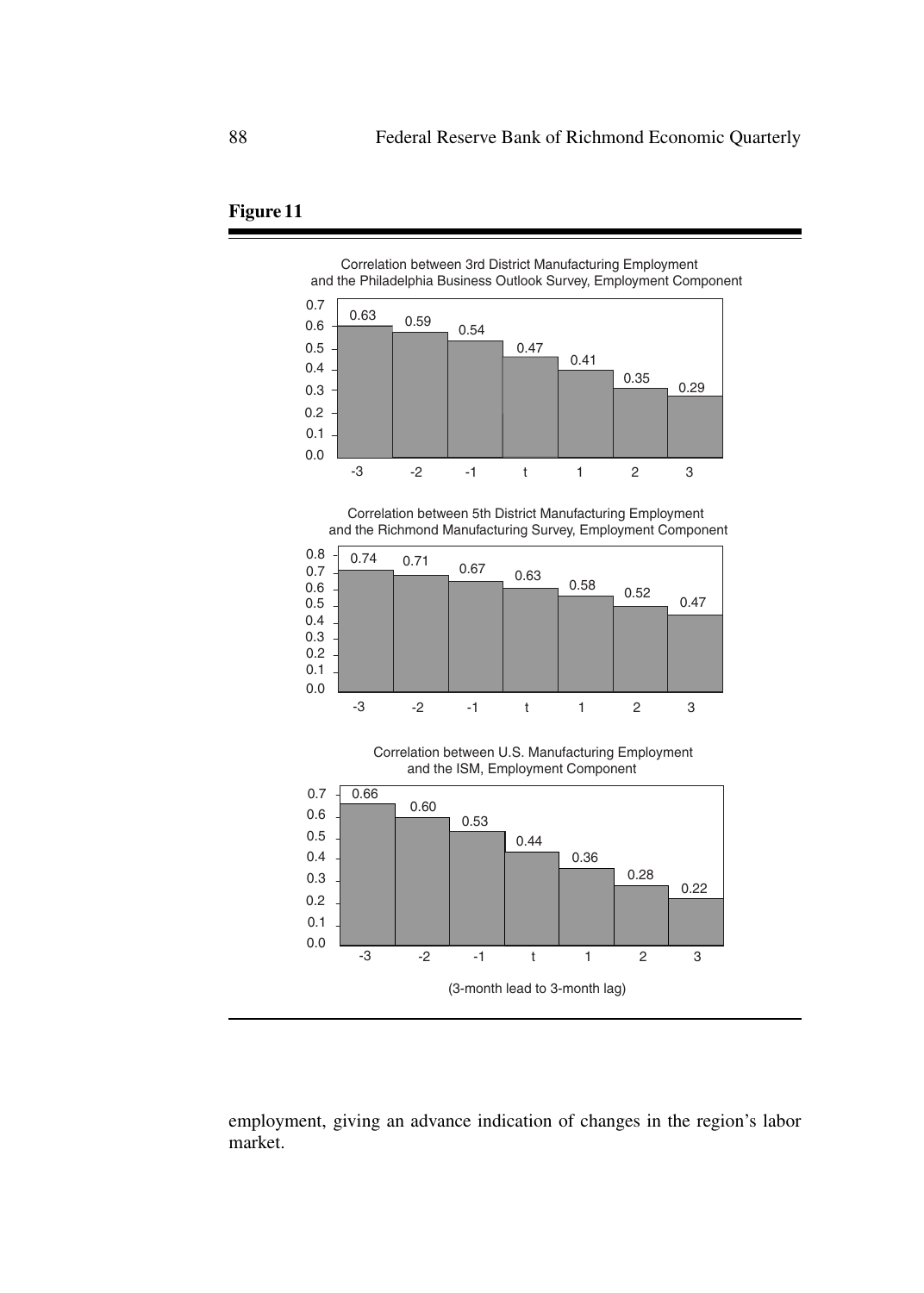**Figure 11**

Correlation between 3rd District Manufacturing Employment and the Philadelphia Business Outlook Survey, Employment Component

0.7
0.6
0.5
0.4
0.3
0.2
0.1
0.0

0.63 0.59 0.54 0.47 0.41 0.35 0.29

-3 -2 -1 t 1 2 3

Correlation between 5th District Manufacturing Employment and the Richmond Manufacturing Survey, Employment Component

0.8
0.7
0.6
0.5
0.4
0.3
0.2
0.1
0.0

0.74 0.71 0.67 0.63 0.58 0.52 0.47

-3 -2 -1 t 1 2 3

Correlation between U.S. Manufacturing Employment and the ISM, Employment Component

0.7
0.6
0.5
0.4
0.3
0.2
0.1
0.0

0.66 0.60 0.53 0.44 0.36 0.28 0.22

-3 -2 -1 t 1 2 3

(3-month lead to 3-month lag)

employment, giving an advance indication of changes in the region's labor market.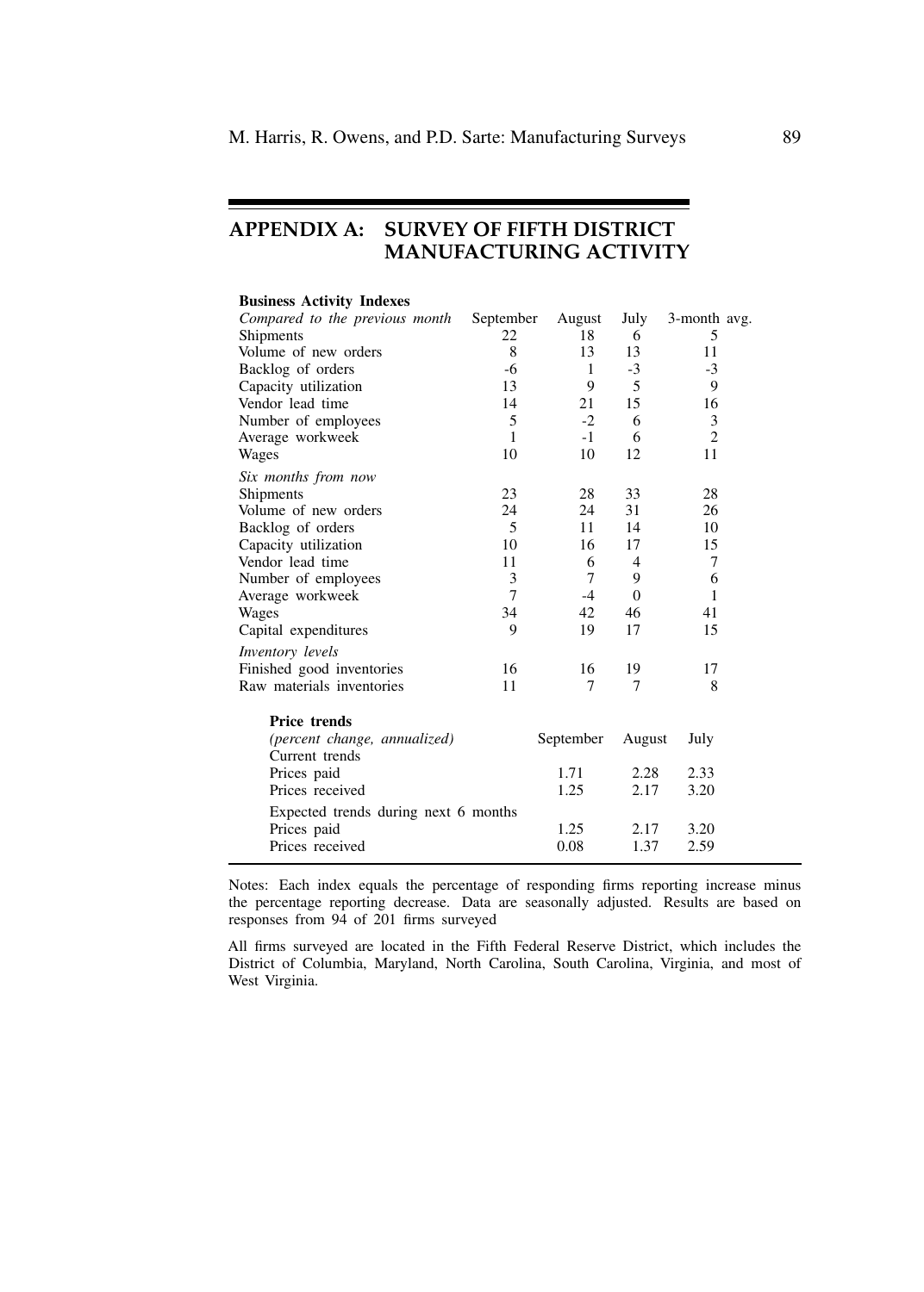## APPENDIX A: SURVEY OF FIFTH DISTRICT MANUFACTURING ACTIVITY

| **Business Activity Indexes** | | | | |
|---|---|---|---|---|
| *Compared to the previous month* | September | August | July | 3-month avg. |
| Shipments | 22 | 18 | 6 | 5 |
| Volume of new orders | 8 | 13 | 13 | 11 |
| Backlog of orders | -6 | 1 | -3 | -3 |
| Capacity utilization | 13 | 9 | 5 | 9 |
| Vendor lead time | 14 | 21 | 15 | 16 |
| Number of employees | 5 | -2 | 6 | 3 |
| Average workweek | 1 | -1 | 6 | 2 |
| Wages | 10 | 10 | 12 | 11 |
| *Six months from now* | | | | |
| Shipments | 23 | 28 | 33 | 28 |
| Volume of new orders | 24 | 24 | 31 | 26 |
| Backlog of orders | 5 | 11 | 14 | 10 |
| Capacity utilization | 10 | 16 | 17 | 15 |
| Vendor lead time | 11 | 6 | 4 | 7 |
| Number of employees | 3 | 7 | 9 | 6 |
| Average workweek | 7 | -4 | 0 | 1 |
| Wages | 34 | 42 | 46 | 41 |
| Capital expenditures | 9 | 19 | 17 | 15 |
| *Inventory levels* | | | | |
| Finished good inventories | 16 | 16 | 19 | 17 |
| Raw materials inventories | 11 | 7 | 7 | 8 |

| **Price trends** | | | |
|---|---|---|---|
| *(percent change, annualized)* | September | August | July |
| Current trends | | | |
| Prices paid | 1.71 | 2.28 | 2.33 |
| Prices received | 1.25 | 2.17 | 3.20 |
| Expected trends during next 6 months | | | |
| Prices paid | 1.25 | 2.17 | 3.20 |
| Prices received | 0.08 | 1.37 | 2.59 |

Notes: Each index equals the percentage of responding firms reporting increase minus the percentage reporting decrease. Data are seasonally adjusted. Results are based on responses from 94 of 201 firms surveyed

All firms surveyed are located in the Fifth Federal Reserve District, which includes the District of Columbia, Maryland, North Carolina, South Carolina, Virginia, and most of West Virginia.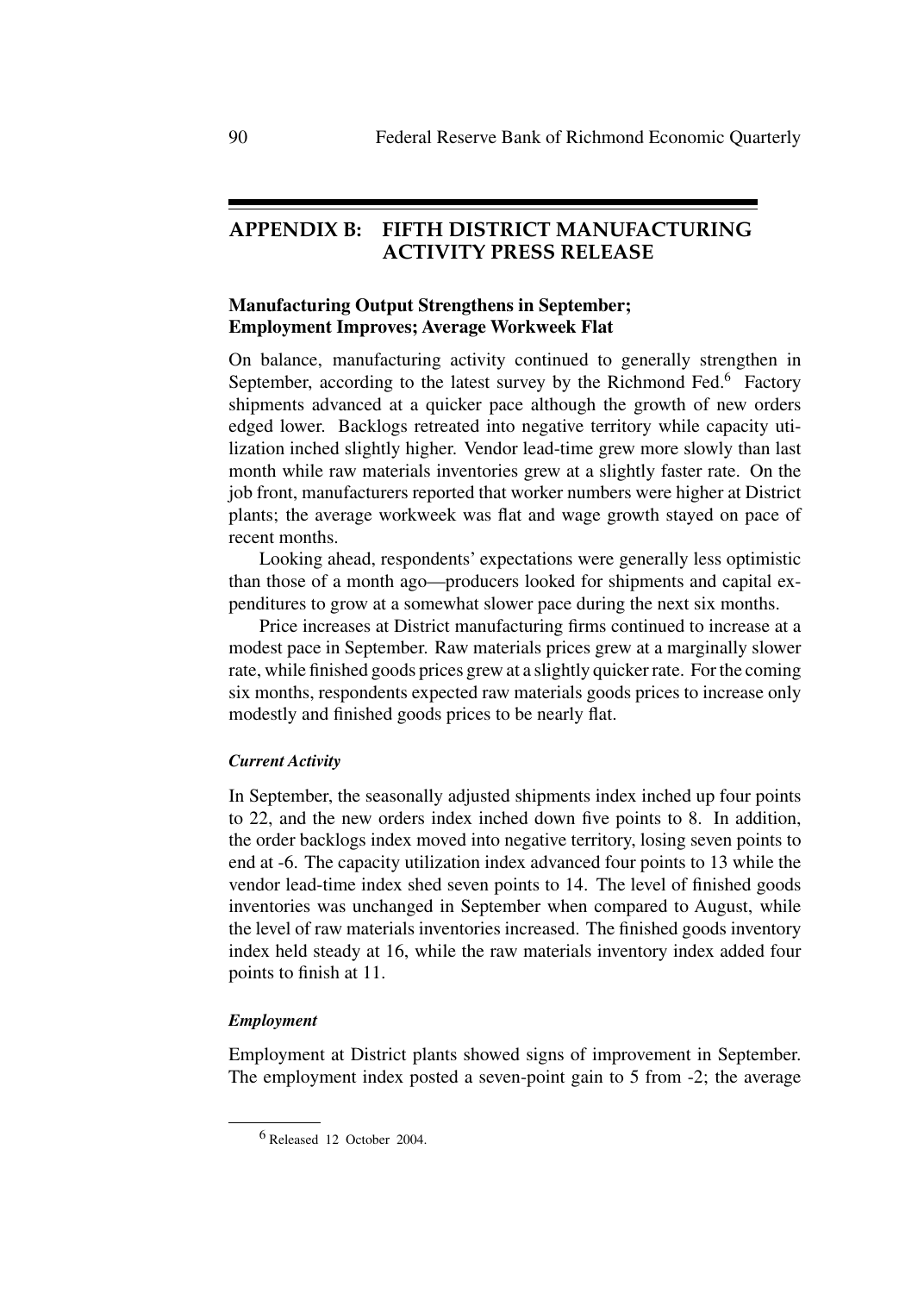## APPENDIX B: FIFTH DISTRICT MANUFACTURING ACTIVITY PRESS RELEASE

### Manufacturing Output Strengthens in September; Employment Improves; Average Workweek Flat

On balance, manufacturing activity continued to generally strengthen in September, according to the latest survey by the Richmond Fed.[6] Factory shipments advanced at a quicker pace although the growth of new orders edged lower. Backlogs retreated into negative territory while capacity utilization inched slightly higher. Vendor lead-time grew more slowly than last month while raw materials inventories grew at a slightly faster rate. On the job front, manufacturers reported that worker numbers were higher at District plants; the average workweek was flat and wage growth stayed on pace of recent months.

Looking ahead, respondents' expectations were generally less optimistic than those of a month ago—producers looked for shipments and capital expenditures to grow at a somewhat slower pace during the next six months.

Price increases at District manufacturing firms continued to increase at a modest pace in September. Raw materials prices grew at a marginally slower rate, while finished goods prices grew at a slightly quicker rate. For the coming six months, respondents expected raw materials goods prices to increase only modestly and finished goods prices to be nearly flat.

#### *Current Activity*

In September, the seasonally adjusted shipments index inched up four points to 22, and the new orders index inched down five points to 8. In addition, the order backlogs index moved into negative territory, losing seven points to end at -6. The capacity utilization index advanced four points to 13 while the vendor lead-time index shed seven points to 14. The level of finished goods inventories was unchanged in September when compared to August, while the level of raw materials inventories increased. The finished goods inventory index held steady at 16, while the raw materials inventory index added four points to finish at 11.

#### *Employment*

Employment at District plants showed signs of improvement in September. The employment index posted a seven-point gain to 5 from -2; the average

[6] Released 12 October 2004.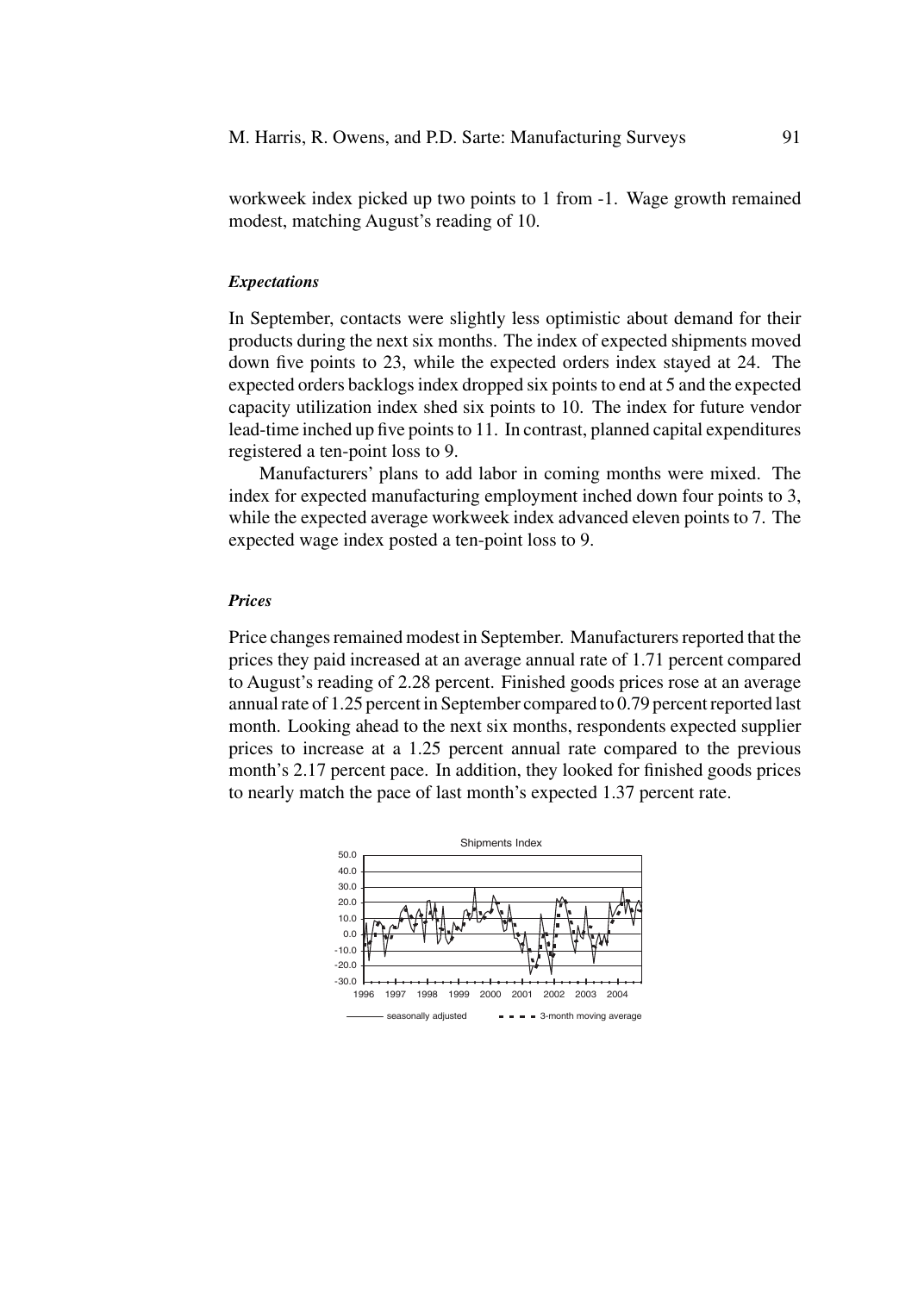workweek index picked up two points to 1 from -1. Wage growth remained modest, matching August's reading of 10.

### *Expectations*

In September, contacts were slightly less optimistic about demand for their products during the next six months. The index of expected shipments moved down five points to 23, while the expected orders index stayed at 24. The expected orders backlogs index dropped six points to end at 5 and the expected capacity utilization index shed six points to 10. The index for future vendor lead-time inched up five points to 11. In contrast, planned capital expenditures registered a ten-point loss to 9.

Manufacturers' plans to add labor in coming months were mixed. The index for expected manufacturing employment inched down four points to 3, while the expected average workweek index advanced eleven points to 7. The expected wage index posted a ten-point loss to 9.

### *Prices*

Price changes remained modest in September. Manufacturers reported that the prices they paid increased at an average annual rate of 1.71 percent compared to August's reading of 2.28 percent. Finished goods prices rose at an average annual rate of 1.25 percent in September compared to 0.79 percent reported last month. Looking ahead to the next six months, respondents expected supplier prices to increase at a 1.25 percent annual rate compared to the previous month's 2.17 percent pace. In addition, they looked for finished goods prices to nearly match the pace of last month's expected 1.37 percent rate.

Shipments Index

50.0
40.0
30.0
20.0
10.0
0.0
-10.0
-20.0
-30.0

1996 1997 1998 1999 2000 2001 2002 2003 2004

seasonally adjusted
3-month moving average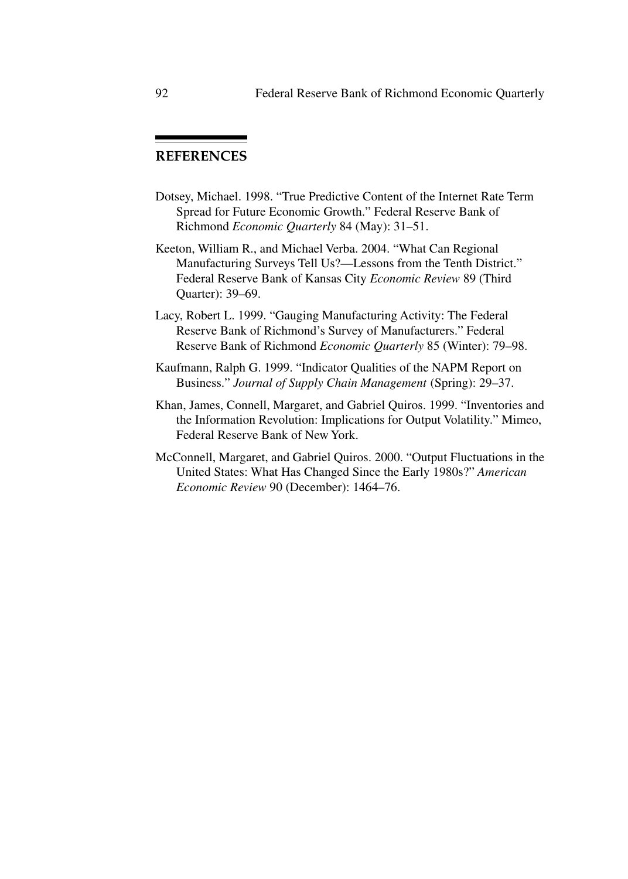## REFERENCES

Dotsey, Michael. 1998. "True Predictive Content of the Internet Rate Term Spread for Future Economic Growth." Federal Reserve Bank of Richmond *Economic Quarterly* 84 (May): 31–51.

Keeton, William R., and Michael Verba. 2004. "What Can Regional Manufacturing Surveys Tell Us?—Lessons from the Tenth District." Federal Reserve Bank of Kansas City *Economic Review* 89 (Third Quarter): 39–69.

Lacy, Robert L. 1999. "Gauging Manufacturing Activity: The Federal Reserve Bank of Richmond's Survey of Manufacturers." Federal Reserve Bank of Richmond *Economic Quarterly* 85 (Winter): 79–98.

Kaufmann, Ralph G. 1999. "Indicator Qualities of the NAPM Report on Business." *Journal of Supply Chain Management* (Spring): 29–37.

Khan, James, Connell, Margaret, and Gabriel Quiros. 1999. "Inventories and the Information Revolution: Implications for Output Volatility." Mimeo, Federal Reserve Bank of New York.

McConnell, Margaret, and Gabriel Quiros. 2000. "Output Fluctuations in the United States: What Has Changed Since the Early 1980s?" *American Economic Review* 90 (December): 1464–76.